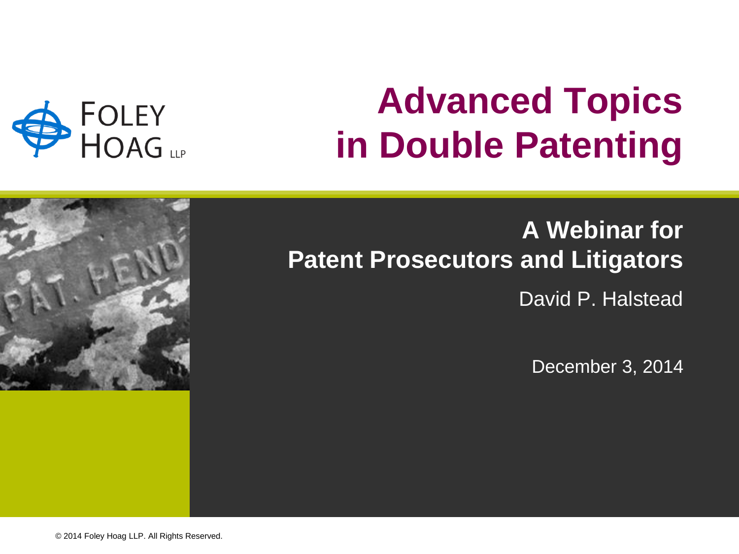FOLEY HOAG LLP

# Advanced Topics in Double Patenting

## A Webinar for Patent Prosecutors and Litigators

David P. Halstead

December 3, 2014

© 2014 Foley Hoag LLP. All Rights Reserved.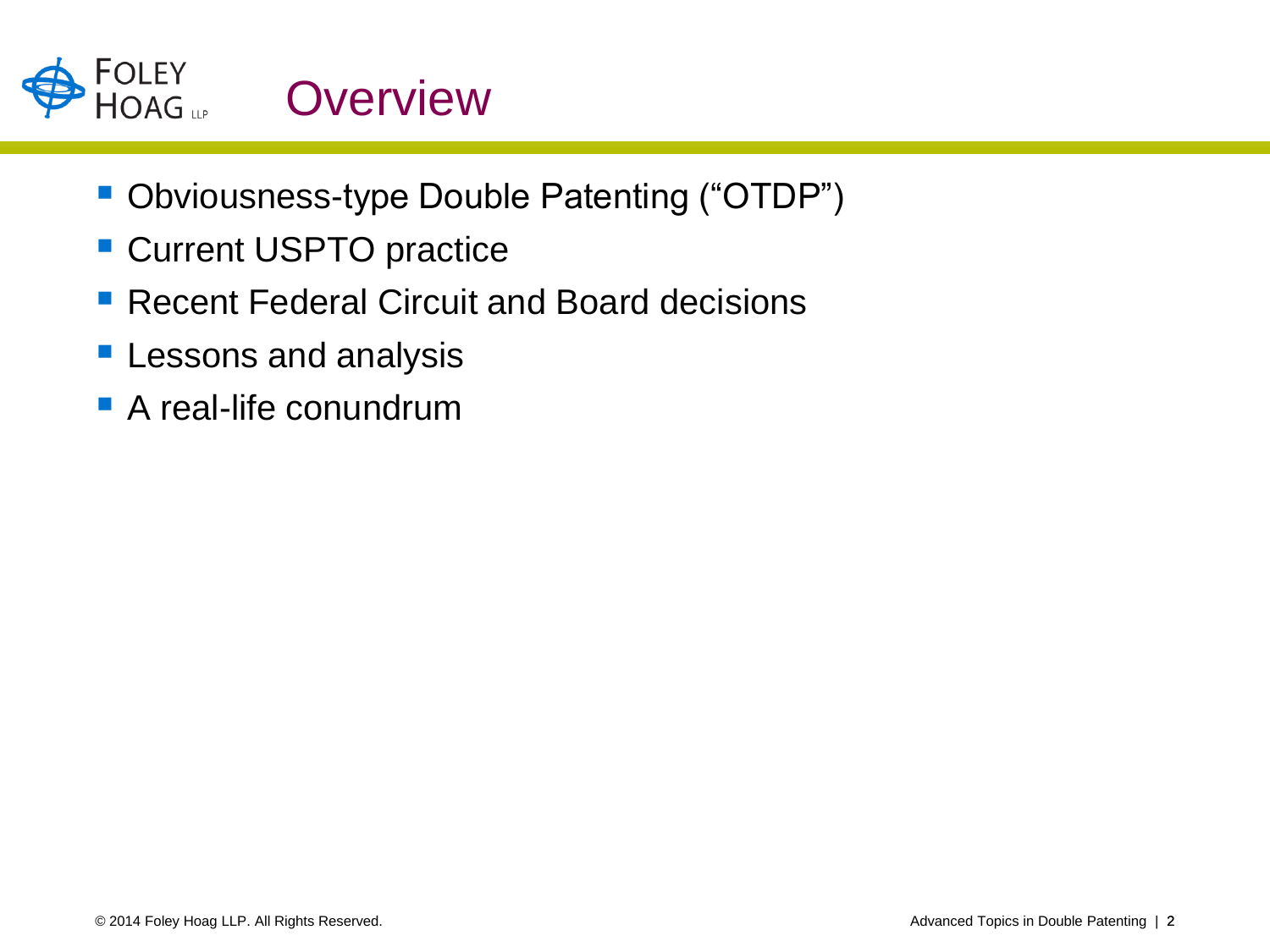# Overview

- Obviousness-type Double Patenting ("OTDP")
- Current USPTO practice
- Recent Federal Circuit and Board decisions
- Lessons and analysis
- A real-life conundrum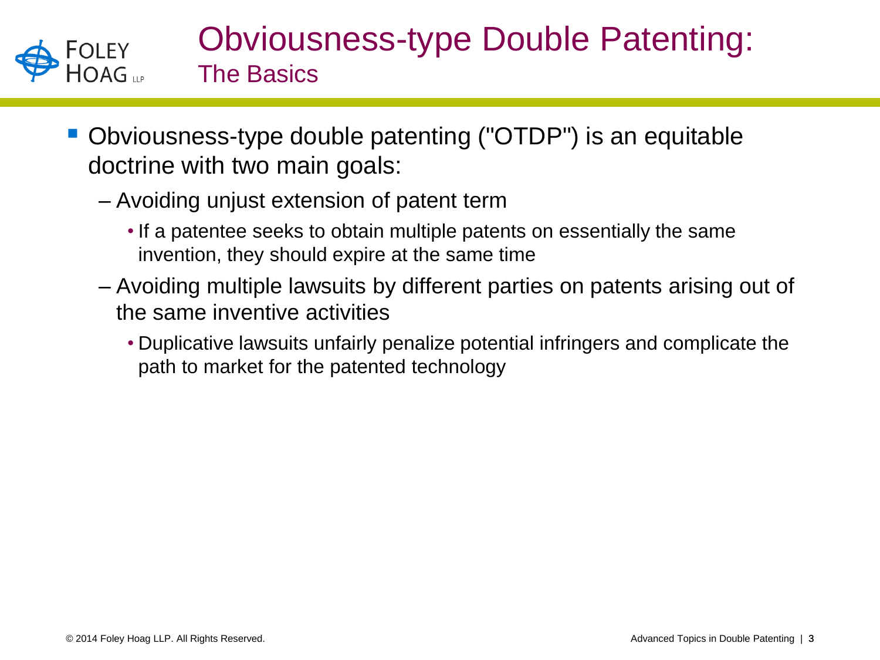# Obviousness-type Double Patenting:

## The Basics

- Obviousness-type double patenting ("OTDP") is an equitable doctrine with two main goals:
  - Avoiding unjust extension of patent term
    - If a patentee seeks to obtain multiple patents on essentially the same invention, they should expire at the same time
  - Avoiding multiple lawsuits by different parties on patents arising out of the same inventive activities
    - Duplicative lawsuits unfairly penalize potential infringers and complicate the path to market for the patented technology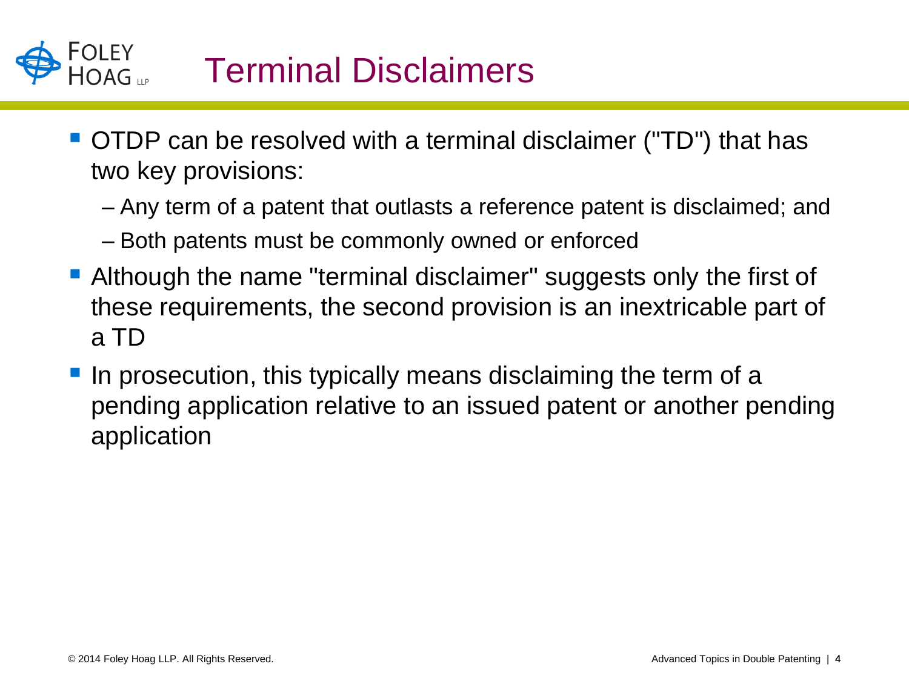# Terminal Disclaimers

- OTDP can be resolved with a terminal disclaimer ("TD") that has two key provisions:
  - Any term of a patent that outlasts a reference patent is disclaimed; and
  - Both patents must be commonly owned or enforced
- Although the name "terminal disclaimer" suggests only the first of these requirements, the second provision is an inextricable part of a TD
- In prosecution, this typically means disclaiming the term of a pending application relative to an issued patent or another pending application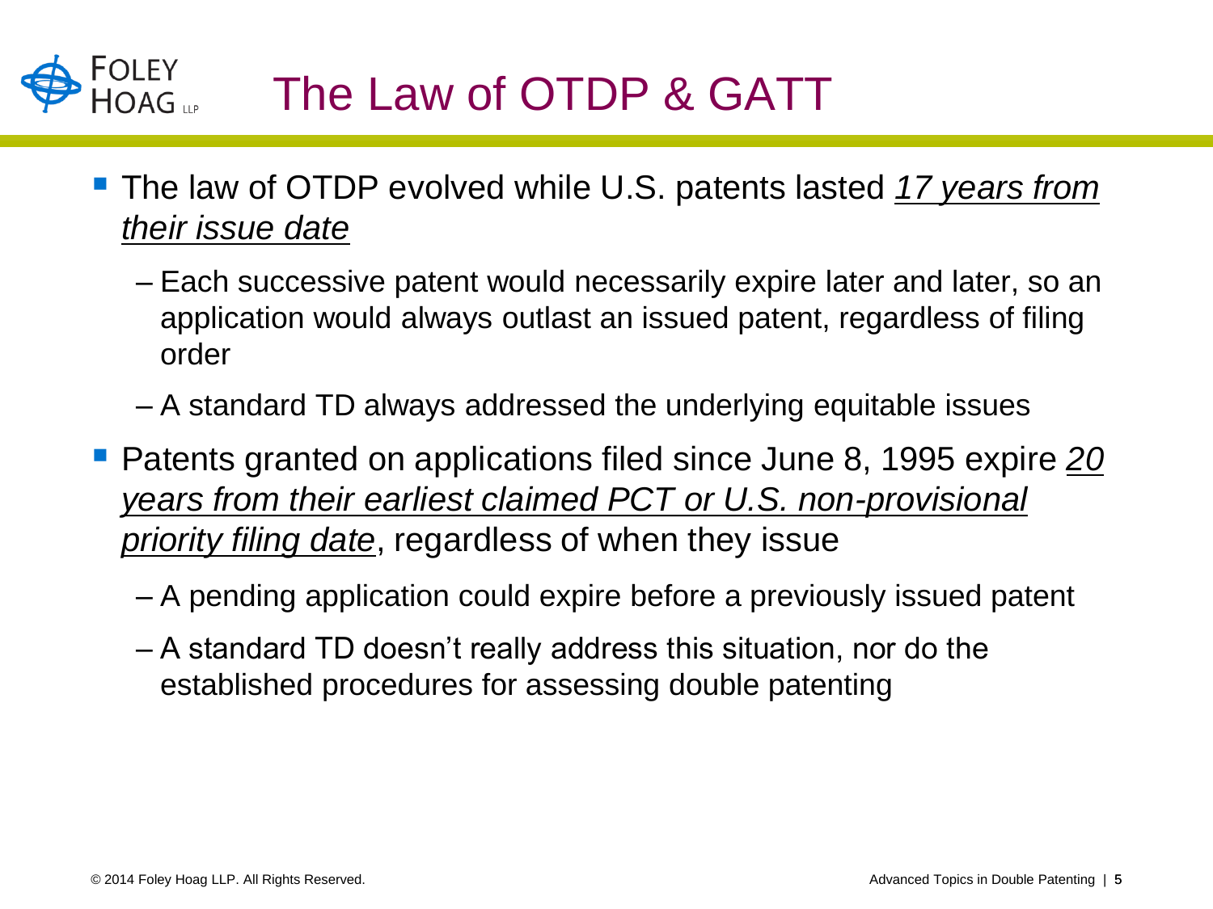# The Law of OTDP & GATT

- The law of OTDP evolved while U.S. patents lasted *17 years from their issue date*
  - Each successive patent would necessarily expire later and later, so an application would always outlast an issued patent, regardless of filing order
  - A standard TD always addressed the underlying equitable issues
- Patents granted on applications filed since June 8, 1995 expire *20 years from their earliest claimed PCT or U.S. non-provisional priority filing date*, regardless of when they issue
  - A pending application could expire before a previously issued patent
  - A standard TD doesn't really address this situation, nor do the established procedures for assessing double patenting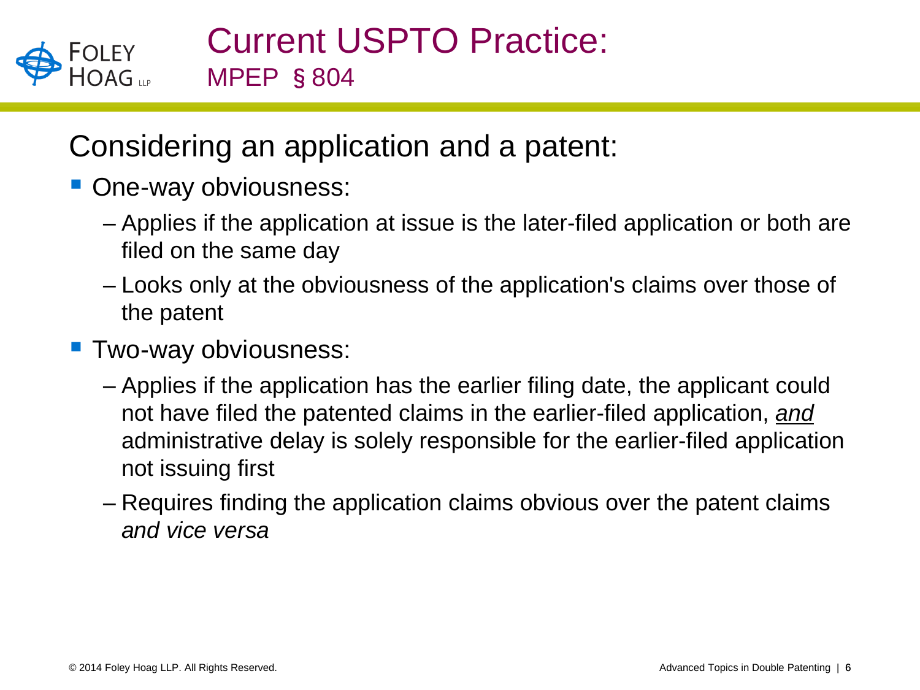# Current USPTO Practice:
## MPEP § 804

Considering an application and a patent:

- One-way obviousness:
  - Applies if the application at issue is the later-filed application or both are filed on the same day
  - Looks only at the obviousness of the application's claims over those of the patent
- Two-way obviousness:
  - Applies if the application has the earlier filing date, the applicant could not have filed the patented claims in the earlier-filed application, ***and*** administrative delay is solely responsible for the earlier-filed application not issuing first
  - Requires finding the application claims obvious over the patent claims *and vice versa*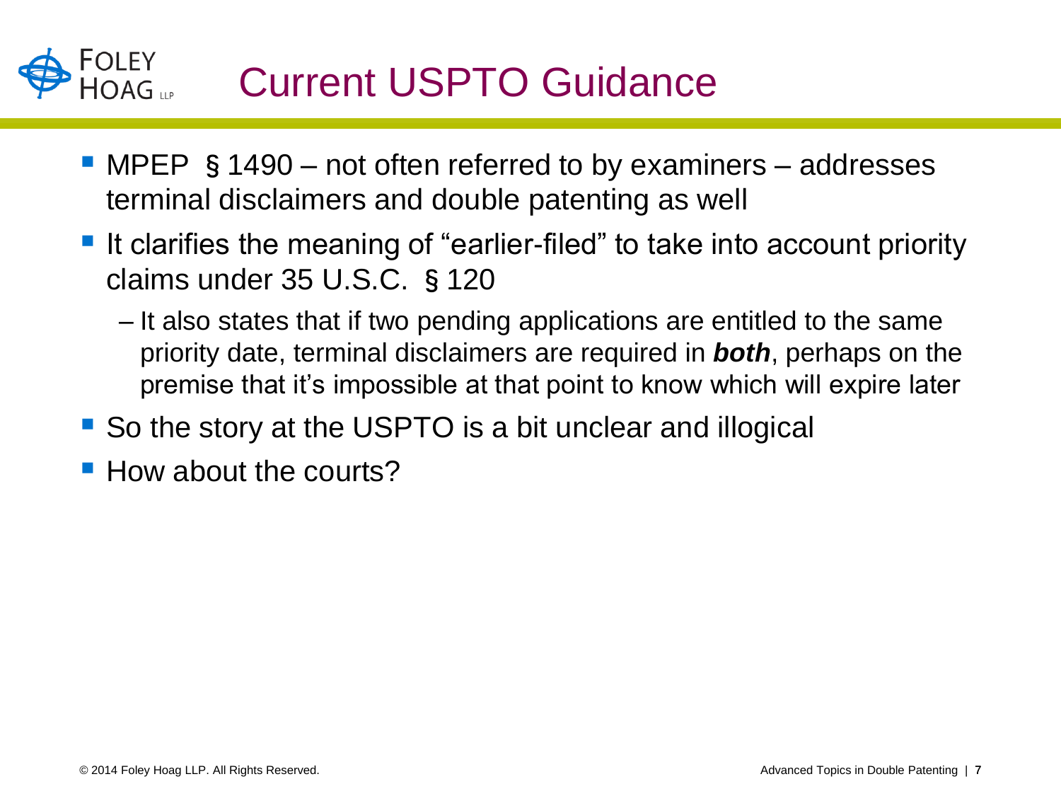# Current USPTO Guidance

- MPEP § 1490 – not often referred to by examiners – addresses terminal disclaimers and double patenting as well
- It clarifies the meaning of "earlier-filed" to take into account priority claims under 35 U.S.C. § 120
  - It also states that if two pending applications are entitled to the same priority date, terminal disclaimers are required in ***both***, perhaps on the premise that it's impossible at that point to know which will expire later
- So the story at the USPTO is a bit unclear and illogical
- How about the courts?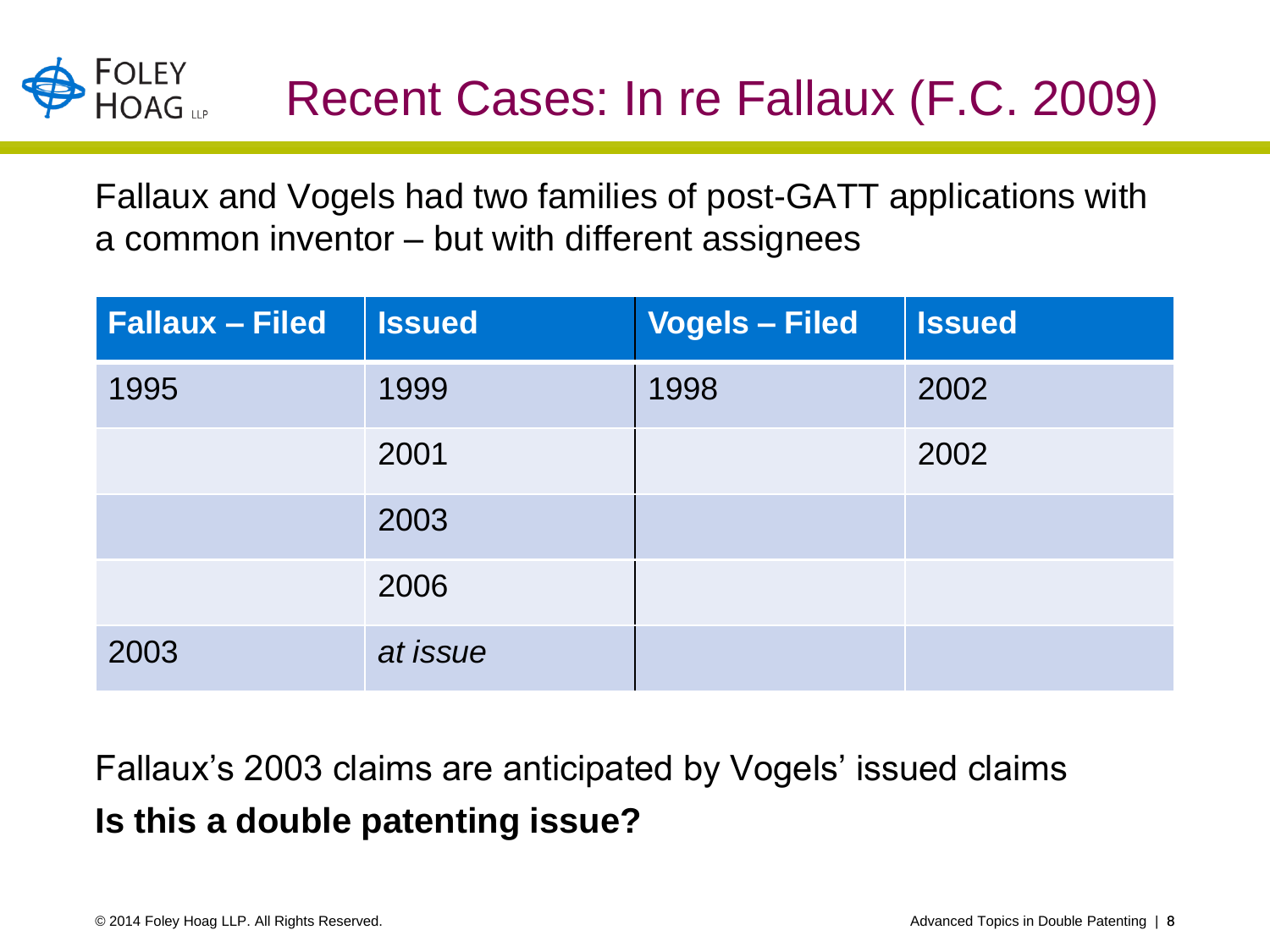# Recent Cases: In re Fallaux (F.C. 2009)

Fallaux and Vogels had two families of post-GATT applications with a common inventor – but with different assignees

| Fallaux – Filed | Issued | Vogels – Filed | Issued |
|---|---|---|---|
| 1995 | 1999 | 1998 | 2002 |
| | 2001 | | 2002 |
| | 2003 | | |
| | 2006 | | |
| 2003 | *at issue* | | |

Fallaux's 2003 claims are anticipated by Vogels' issued claims

**Is this a double patenting issue?**

© 2014 Foley Hoag LLP. All Rights Reserved.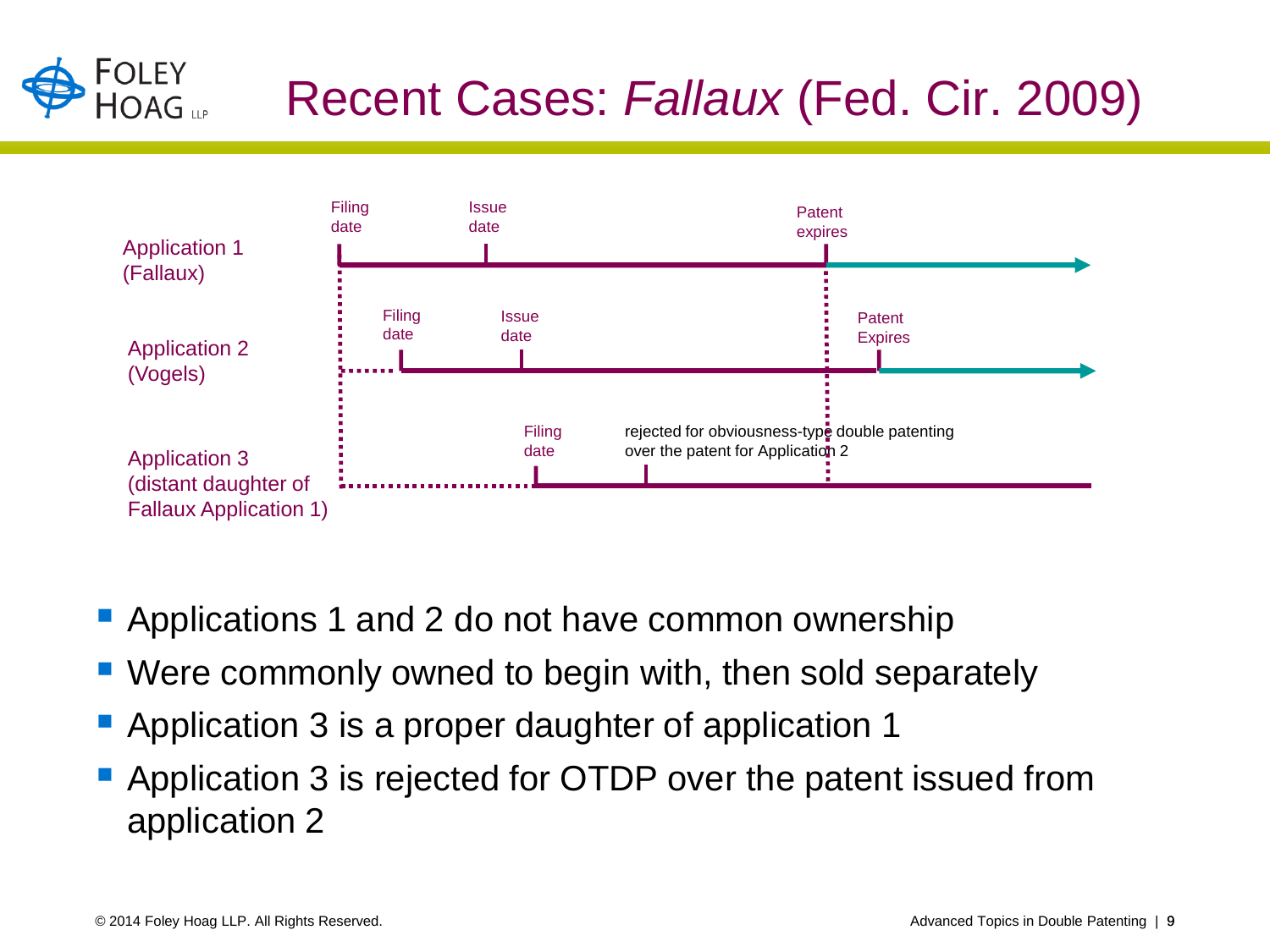# Recent Cases: *Fallaux* (Fed. Cir. 2009)

Application 1
(Fallaux)

Filing date
Issue date
Patent expires

Application 2
(Vogels)

Filing date
Issue date
Patent Expires

Application 3
(distant daughter of Fallaux Application 1)

Filing date
rejected for obviousness-type double patenting over the patent for Application 2

- Applications 1 and 2 do not have common ownership
- Were commonly owned to begin with, then sold separately
- Application 3 is a proper daughter of application 1
- Application 3 is rejected for OTDP over the patent issued from application 2

© 2014 Foley Hoag LLP. All Rights Reserved.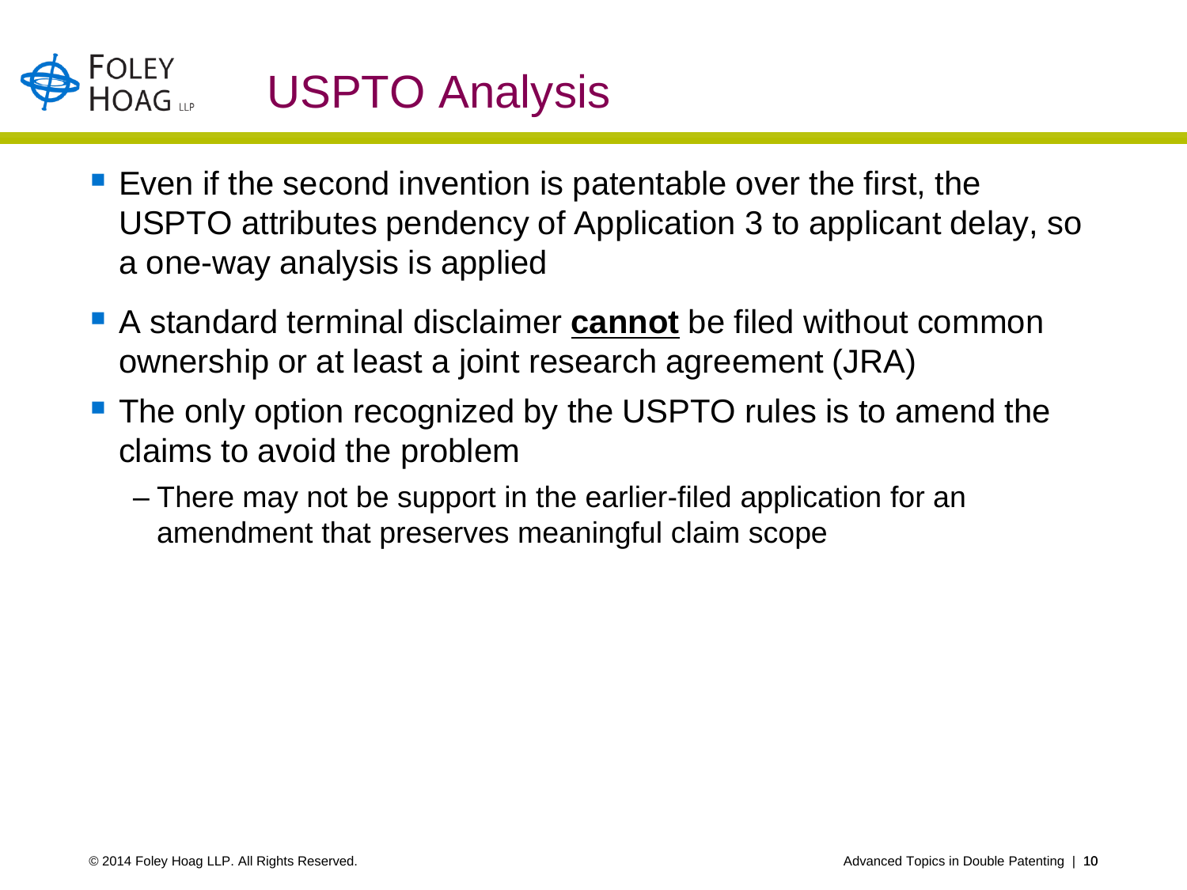# USPTO Analysis

- Even if the second invention is patentable over the first, the USPTO attributes pendency of Application 3 to applicant delay, so a one-way analysis is applied
- A standard terminal disclaimer **cannot** be filed without common ownership or at least a joint research agreement (JRA)
- The only option recognized by the USPTO rules is to amend the claims to avoid the problem
  - There may not be support in the earlier-filed application for an amendment that preserves meaningful claim scope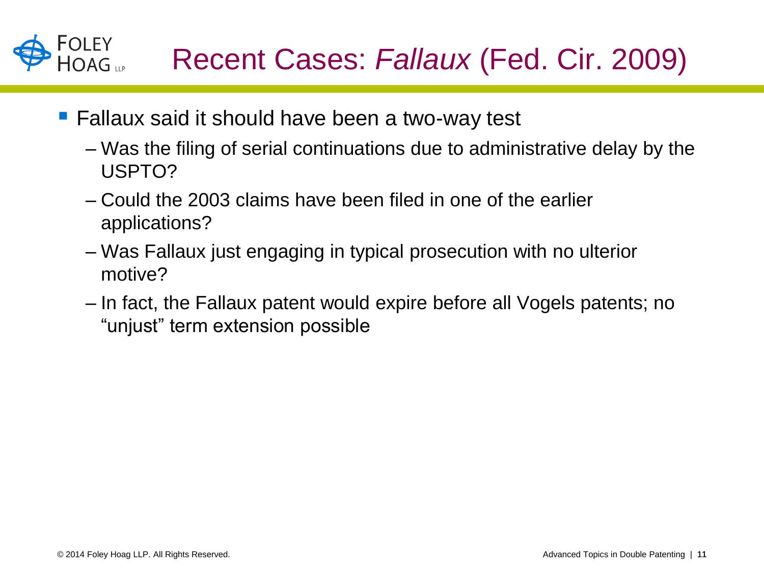# Recent Cases: *Fallaux* (Fed. Cir. 2009)

- Fallaux said it should have been a two-way test
  - Was the filing of serial continuations due to administrative delay by the USPTO?
  - Could the 2003 claims have been filed in one of the earlier applications?
  - Was Fallaux just engaging in typical prosecution with no ulterior motive?
  - In fact, the Fallaux patent would expire before all Vogels patents; no "unjust" term extension possible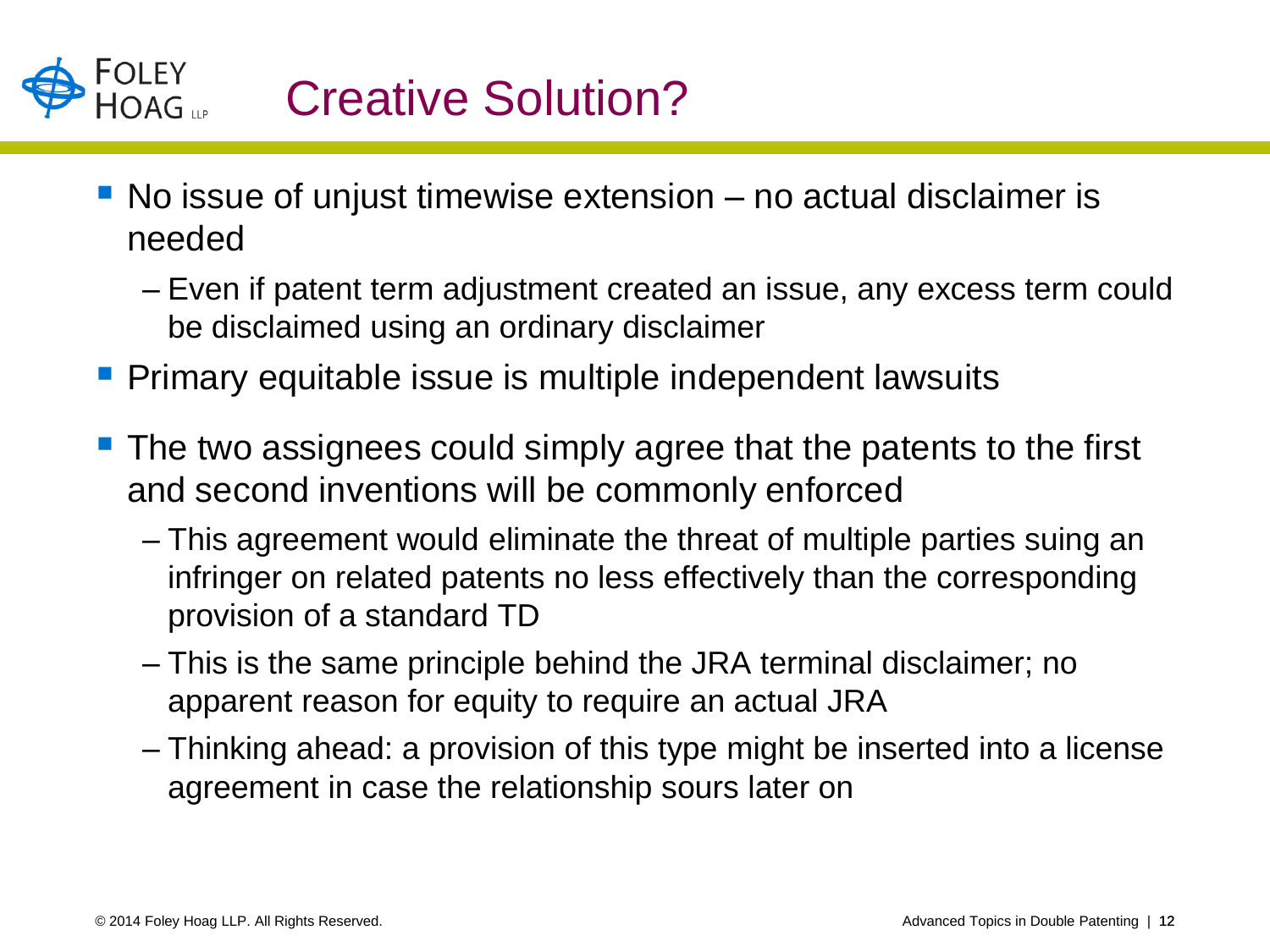# Creative Solution?

- No issue of unjust timewise extension – no actual disclaimer is needed
  - Even if patent term adjustment created an issue, any excess term could be disclaimed using an ordinary disclaimer
- Primary equitable issue is multiple independent lawsuits
- The two assignees could simply agree that the patents to the first and second inventions will be commonly enforced
  - This agreement would eliminate the threat of multiple parties suing an infringer on related patents no less effectively than the corresponding provision of a standard TD
  - This is the same principle behind the JRA terminal disclaimer; no apparent reason for equity to require an actual JRA
  - Thinking ahead: a provision of this type might be inserted into a license agreement in case the relationship sours later on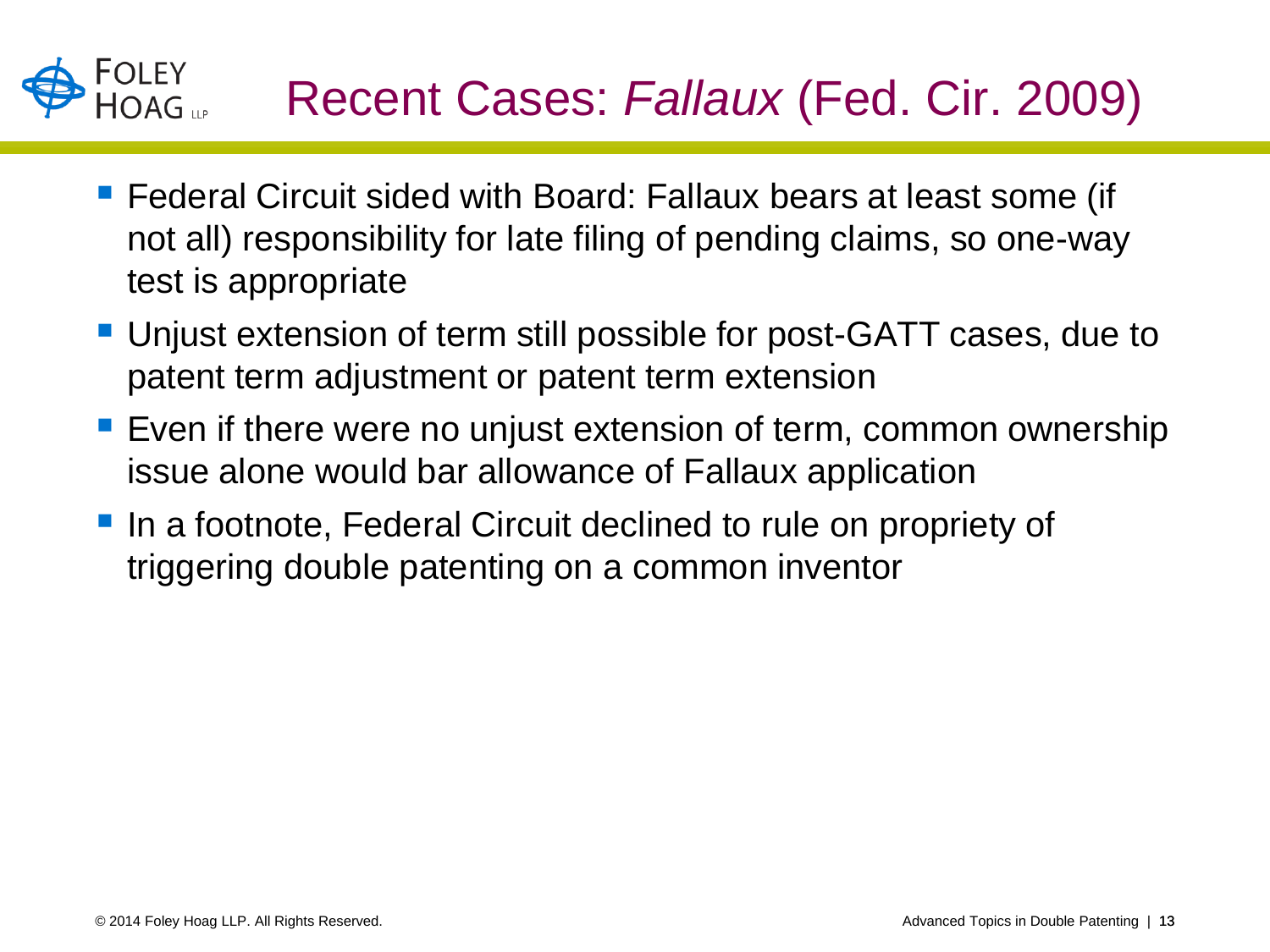# Recent Cases: *Fallaux* (Fed. Cir. 2009)

- Federal Circuit sided with Board: Fallaux bears at least some (if not all) responsibility for late filing of pending claims, so one-way test is appropriate
- Unjust extension of term still possible for post-GATT cases, due to patent term adjustment or patent term extension
- Even if there were no unjust extension of term, common ownership issue alone would bar allowance of Fallaux application
- In a footnote, Federal Circuit declined to rule on propriety of triggering double patenting on a common inventor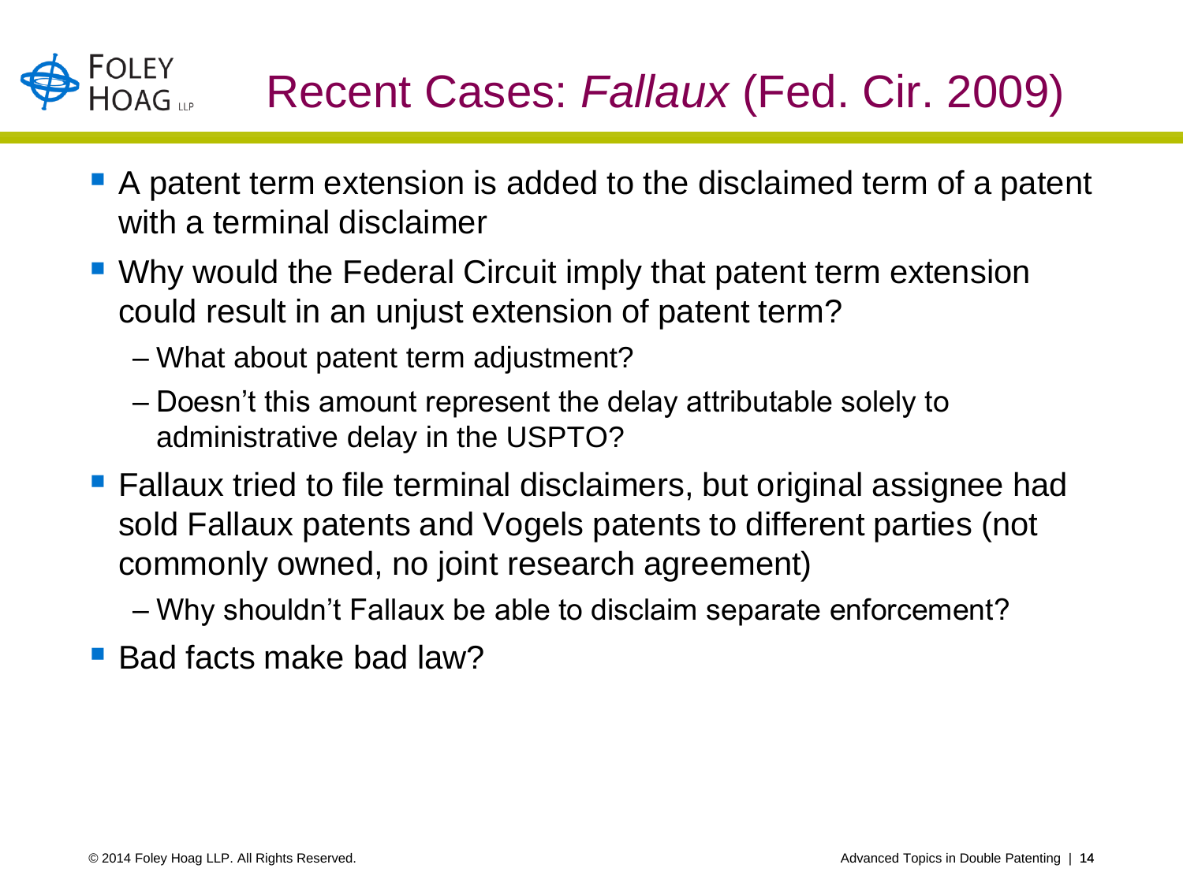# Recent Cases: *Fallaux* (Fed. Cir. 2009)

- A patent term extension is added to the disclaimed term of a patent with a terminal disclaimer
- Why would the Federal Circuit imply that patent term extension could result in an unjust extension of patent term?
  - What about patent term adjustment?
  - Doesn't this amount represent the delay attributable solely to administrative delay in the USPTO?
- Fallaux tried to file terminal disclaimers, but original assignee had sold Fallaux patents and Vogels patents to different parties (not commonly owned, no joint research agreement)
  - Why shouldn't Fallaux be able to disclaim separate enforcement?
- Bad facts make bad law?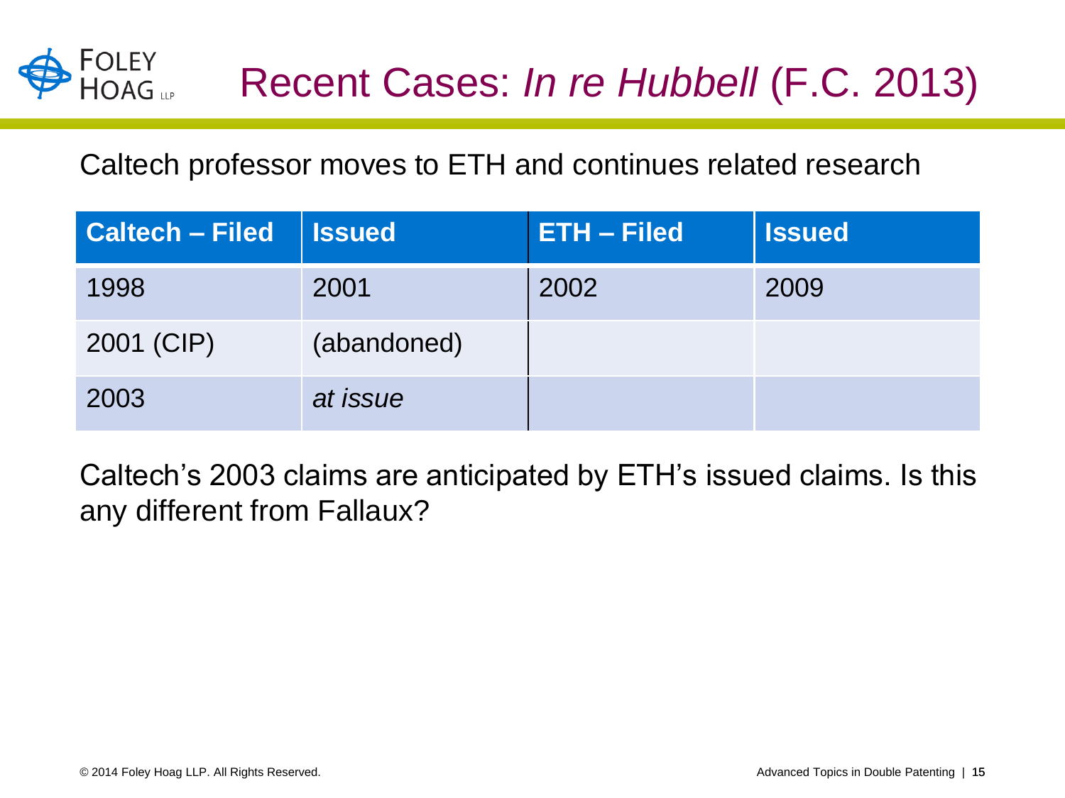# Recent Cases: *In re Hubbell* (F.C. 2013)

Caltech professor moves to ETH and continues related research

| Caltech – Filed | Issued | ETH – Filed | Issued |
|---|---|---|---|
| 1998 | 2001 | 2002 | 2009 |
| 2001 (CIP) | (abandoned) | | |
| 2003 | *at issue* | | |

Caltech's 2003 claims are anticipated by ETH's issued claims. Is this any different from Fallaux?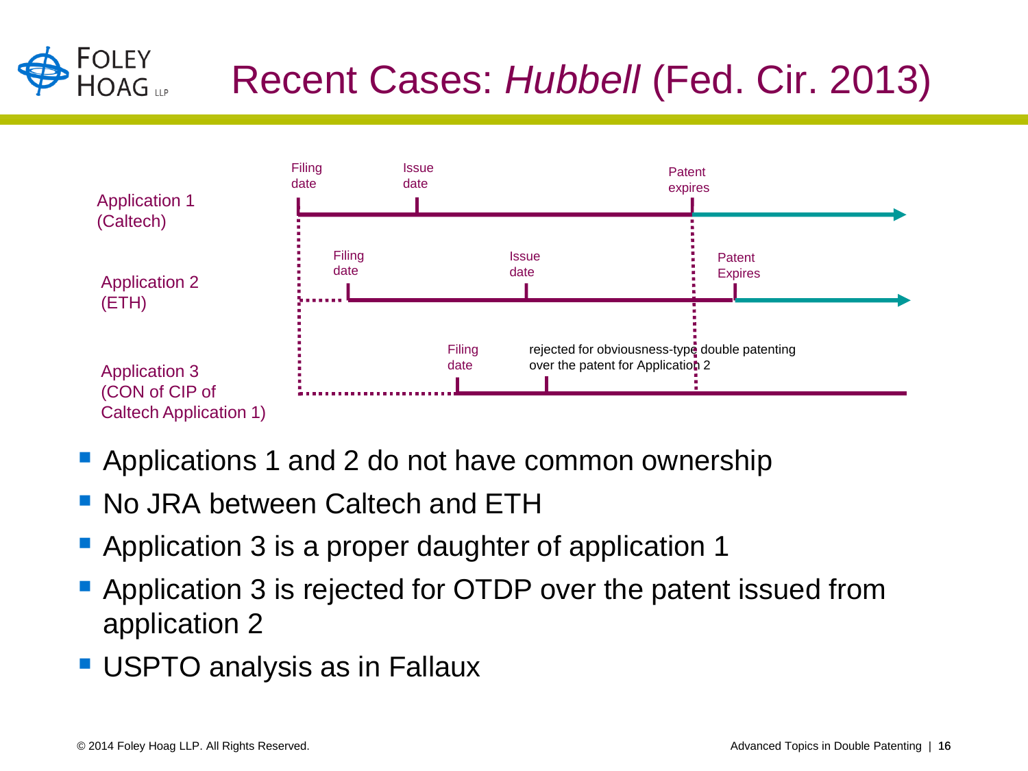# Recent Cases: *Hubbell* (Fed. Cir. 2013)

Application 1 (Caltech) — Filing date, Issue date, Patent expires

Application 2 (ETH) — Filing date, Issue date, Patent Expires

Application 3 (CON of CIP of Caltech Application 1) — Filing date; rejected for obviousness-type double patenting over the patent for Application 2

- Applications 1 and 2 do not have common ownership
- No JRA between Caltech and ETH
- Application 3 is a proper daughter of application 1
- Application 3 is rejected for OTDP over the patent issued from application 2
- USPTO analysis as in Fallaux

© 2014 Foley Hoag LLP. All Rights Reserved.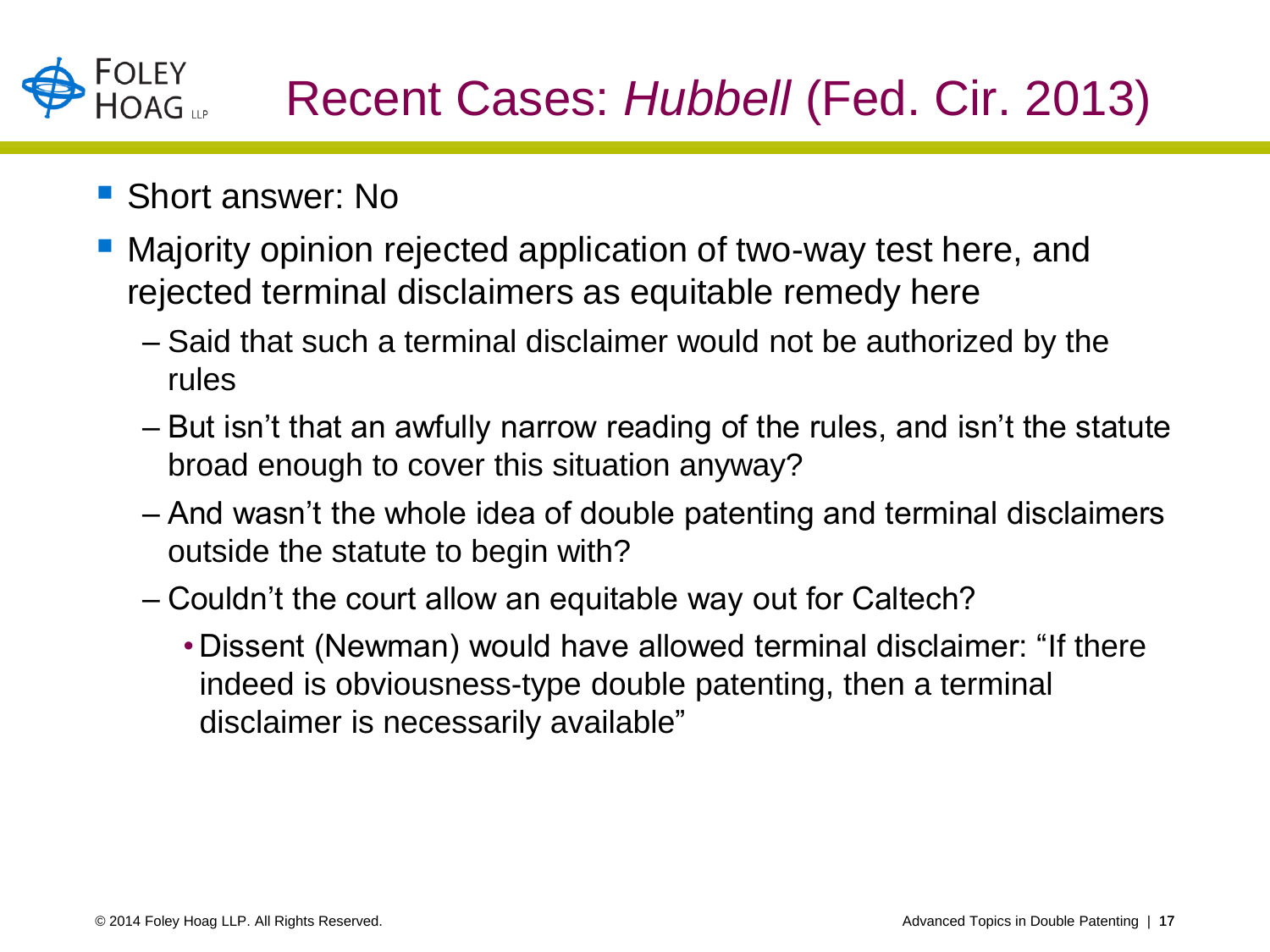# Recent Cases: *Hubbell* (Fed. Cir. 2013)

- Short answer: No
- Majority opinion rejected application of two-way test here, and rejected terminal disclaimers as equitable remedy here
  - Said that such a terminal disclaimer would not be authorized by the rules
  - But isn't that an awfully narrow reading of the rules, and isn't the statute broad enough to cover this situation anyway?
  - And wasn't the whole idea of double patenting and terminal disclaimers outside the statute to begin with?
  - Couldn't the court allow an equitable way out for Caltech?
    - Dissent (Newman) would have allowed terminal disclaimer: "If there indeed is obviousness-type double patenting, then a terminal disclaimer is necessarily available"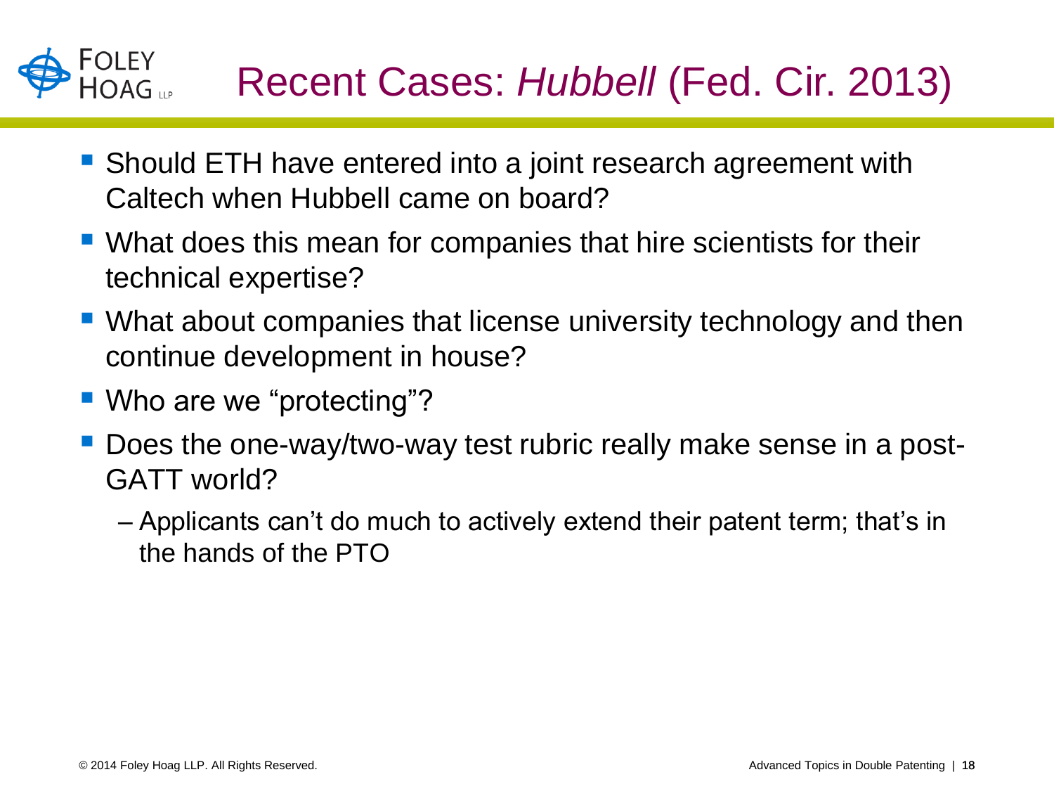# Recent Cases: *Hubbell* (Fed. Cir. 2013)

- Should ETH have entered into a joint research agreement with Caltech when Hubbell came on board?
- What does this mean for companies that hire scientists for their technical expertise?
- What about companies that license university technology and then continue development in house?
- Who are we "protecting"?
- Does the one-way/two-way test rubric really make sense in a post-GATT world?
  - Applicants can't do much to actively extend their patent term; that's in the hands of the PTO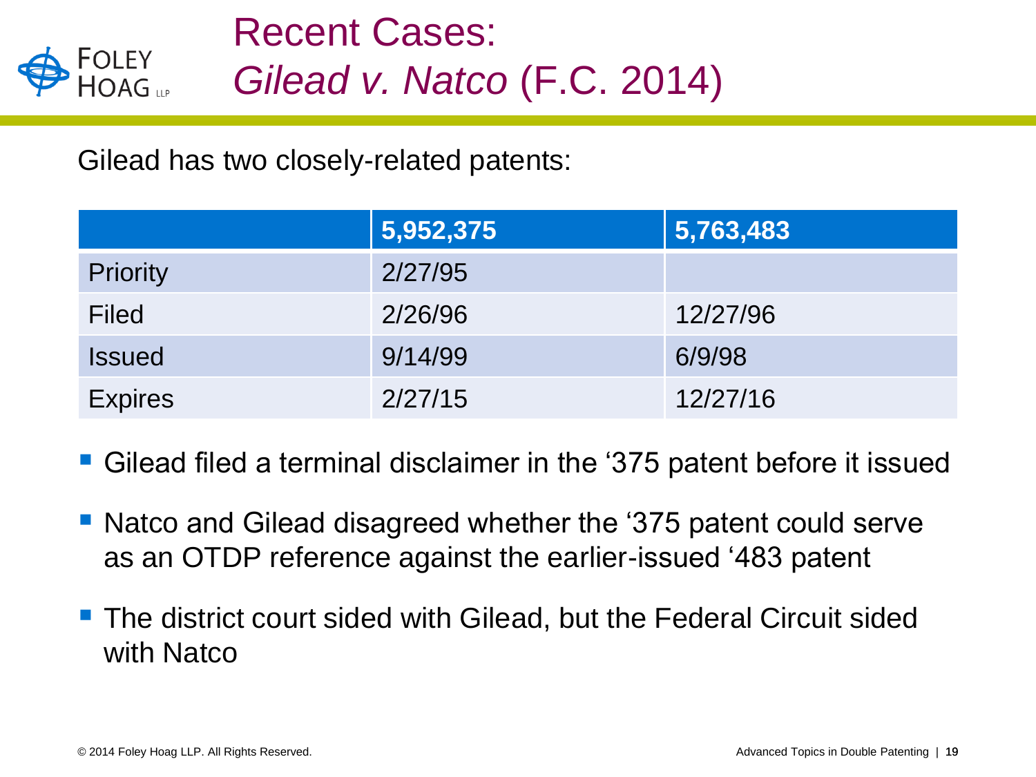# Recent Cases: *Gilead v. Natco* (F.C. 2014)

Gilead has two closely-related patents:

| | 5,952,375 | 5,763,483 |
|---|---|---|
| Priority | 2/27/95 | |
| Filed | 2/26/96 | 12/27/96 |
| Issued | 9/14/99 | 6/9/98 |
| Expires | 2/27/15 | 12/27/16 |

- Gilead filed a terminal disclaimer in the '375 patent before it issued
- Natco and Gilead disagreed whether the '375 patent could serve as an OTDP reference against the earlier-issued '483 patent
- The district court sided with Gilead, but the Federal Circuit sided with Natco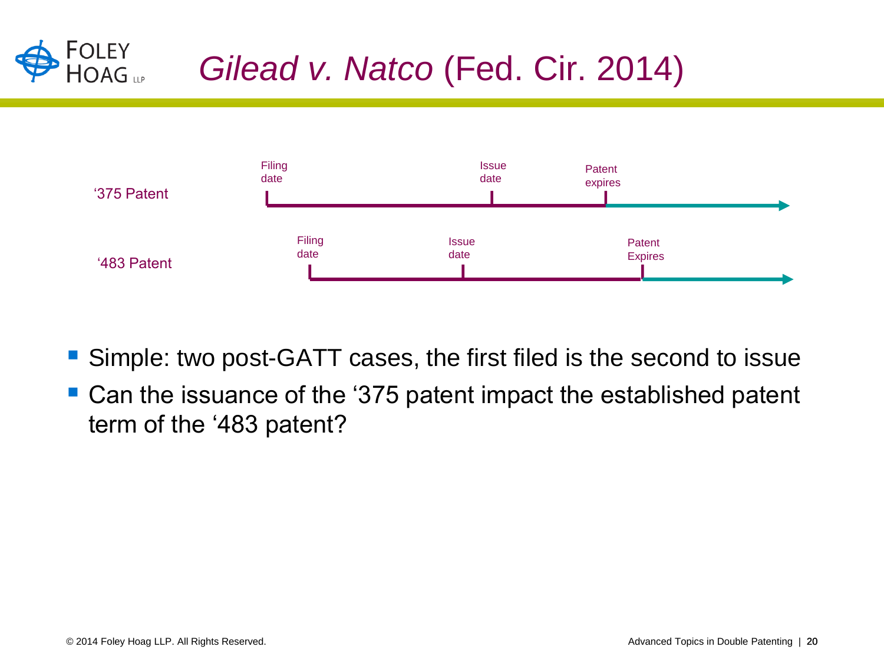# *Gilead v. Natco* (Fed. Cir. 2014)

'375 Patent

Filing date

Issue date

Patent expires

'483 Patent

Filing date

Issue date

Patent Expires

- Simple: two post-GATT cases, the first filed is the second to issue
- Can the issuance of the '375 patent impact the established patent term of the '483 patent?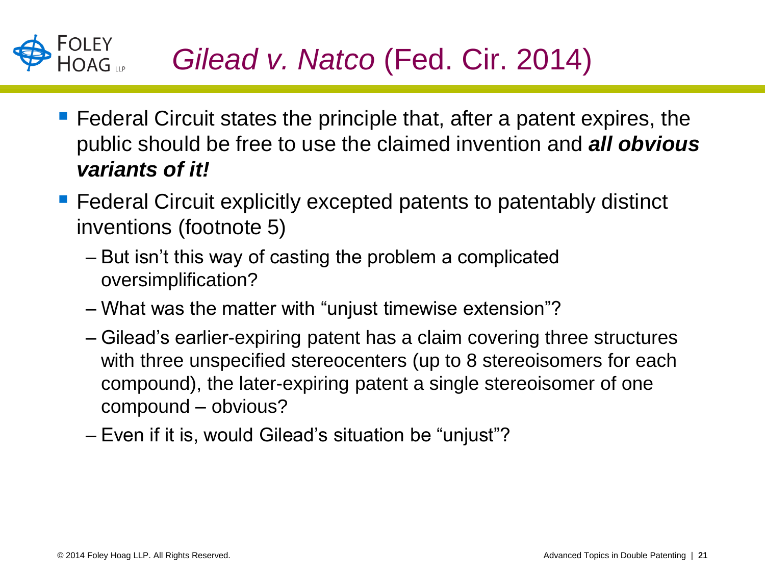# *Gilead v. Natco* (Fed. Cir. 2014)

- Federal Circuit states the principle that, after a patent expires, the public should be free to use the claimed invention and ***all obvious variants of it!***
- Federal Circuit explicitly excepted patents to patentably distinct inventions (footnote 5)
  - But isn't this way of casting the problem a complicated oversimplification?
  - What was the matter with "unjust timewise extension"?
  - Gilead's earlier-expiring patent has a claim covering three structures with three unspecified stereocenters (up to 8 stereoisomers for each compound), the later-expiring patent a single stereoisomer of one compound – obvious?
  - Even if it is, would Gilead's situation be "unjust"?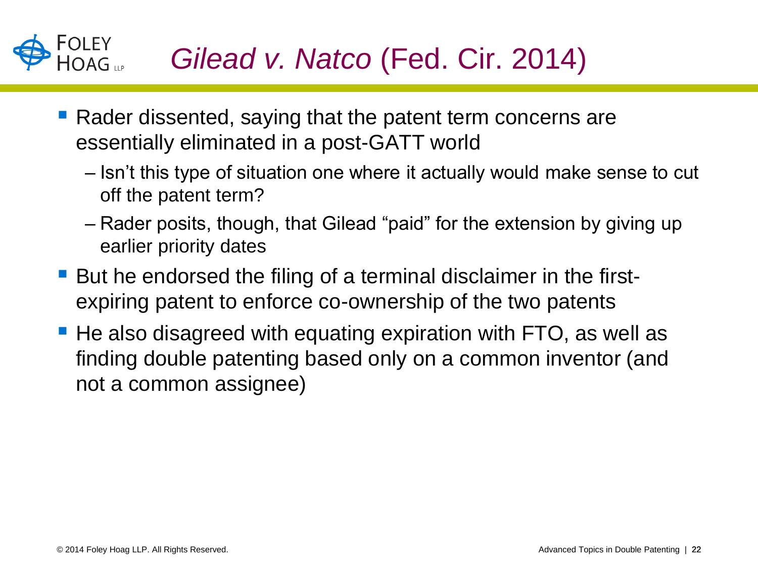# *Gilead v. Natco* (Fed. Cir. 2014)

- Rader dissented, saying that the patent term concerns are essentially eliminated in a post-GATT world
  - Isn't this type of situation one where it actually would make sense to cut off the patent term?
  - Rader posits, though, that Gilead "paid" for the extension by giving up earlier priority dates
- But he endorsed the filing of a terminal disclaimer in the first-expiring patent to enforce co-ownership of the two patents
- He also disagreed with equating expiration with FTO, as well as finding double patenting based only on a common inventor (and not a common assignee)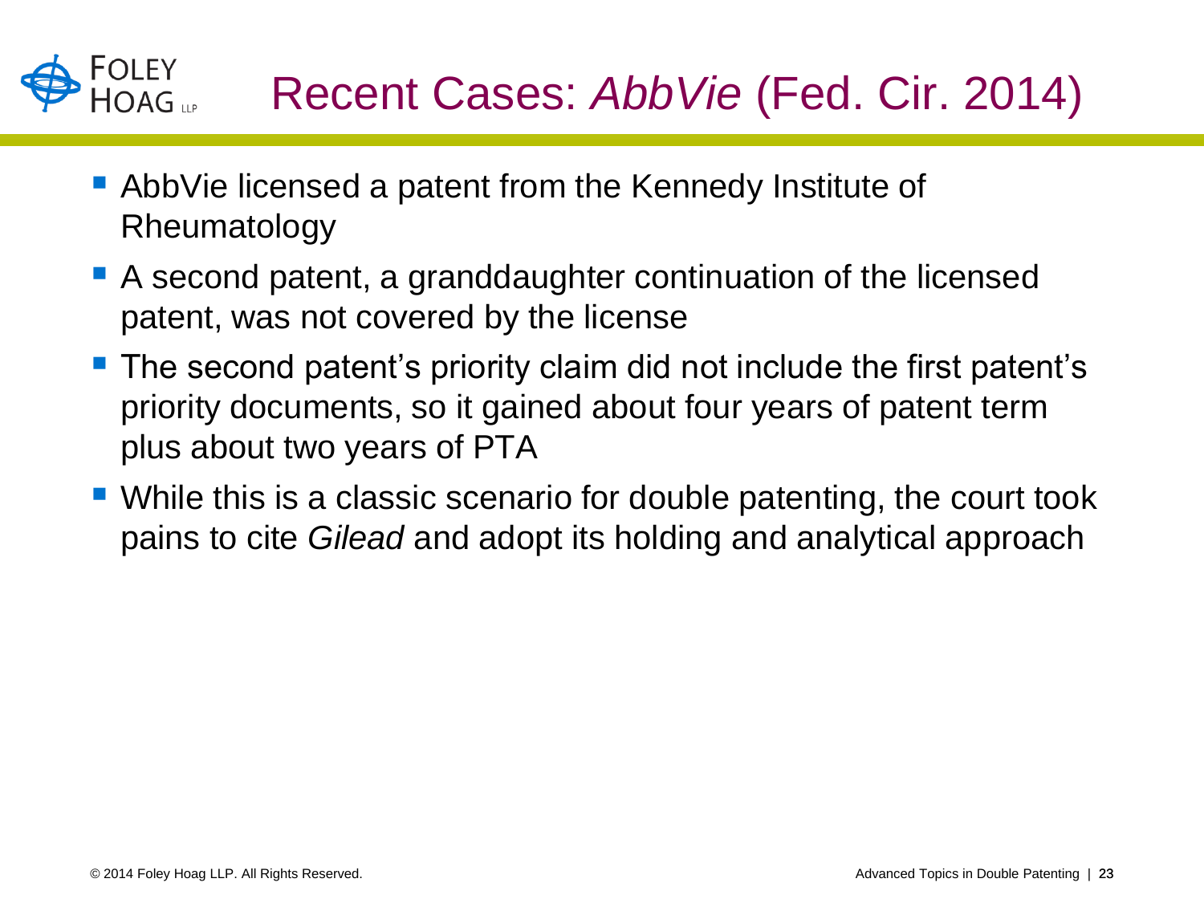# Recent Cases: *AbbVie* (Fed. Cir. 2014)

- AbbVie licensed a patent from the Kennedy Institute of Rheumatology
- A second patent, a granddaughter continuation of the licensed patent, was not covered by the license
- The second patent's priority claim did not include the first patent's priority documents, so it gained about four years of patent term plus about two years of PTA
- While this is a classic scenario for double patenting, the court took pains to cite *Gilead* and adopt its holding and analytical approach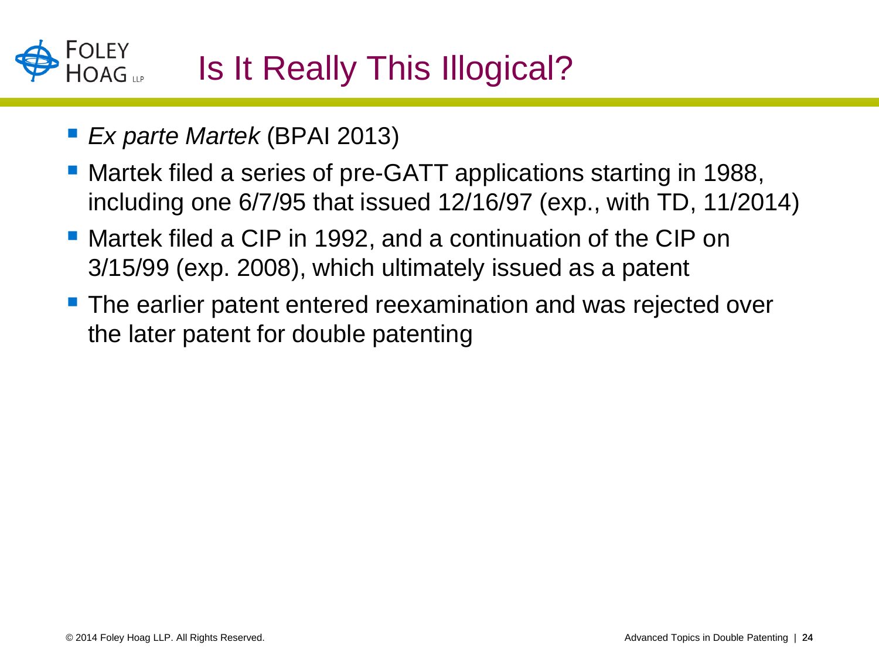# Is It Really This Illogical?

- *Ex parte Martek* (BPAI 2013)
- Martek filed a series of pre-GATT applications starting in 1988, including one 6/7/95 that issued 12/16/97 (exp., with TD, 11/2014)
- Martek filed a CIP in 1992, and a continuation of the CIP on 3/15/99 (exp. 2008), which ultimately issued as a patent
- The earlier patent entered reexamination and was rejected over the later patent for double patenting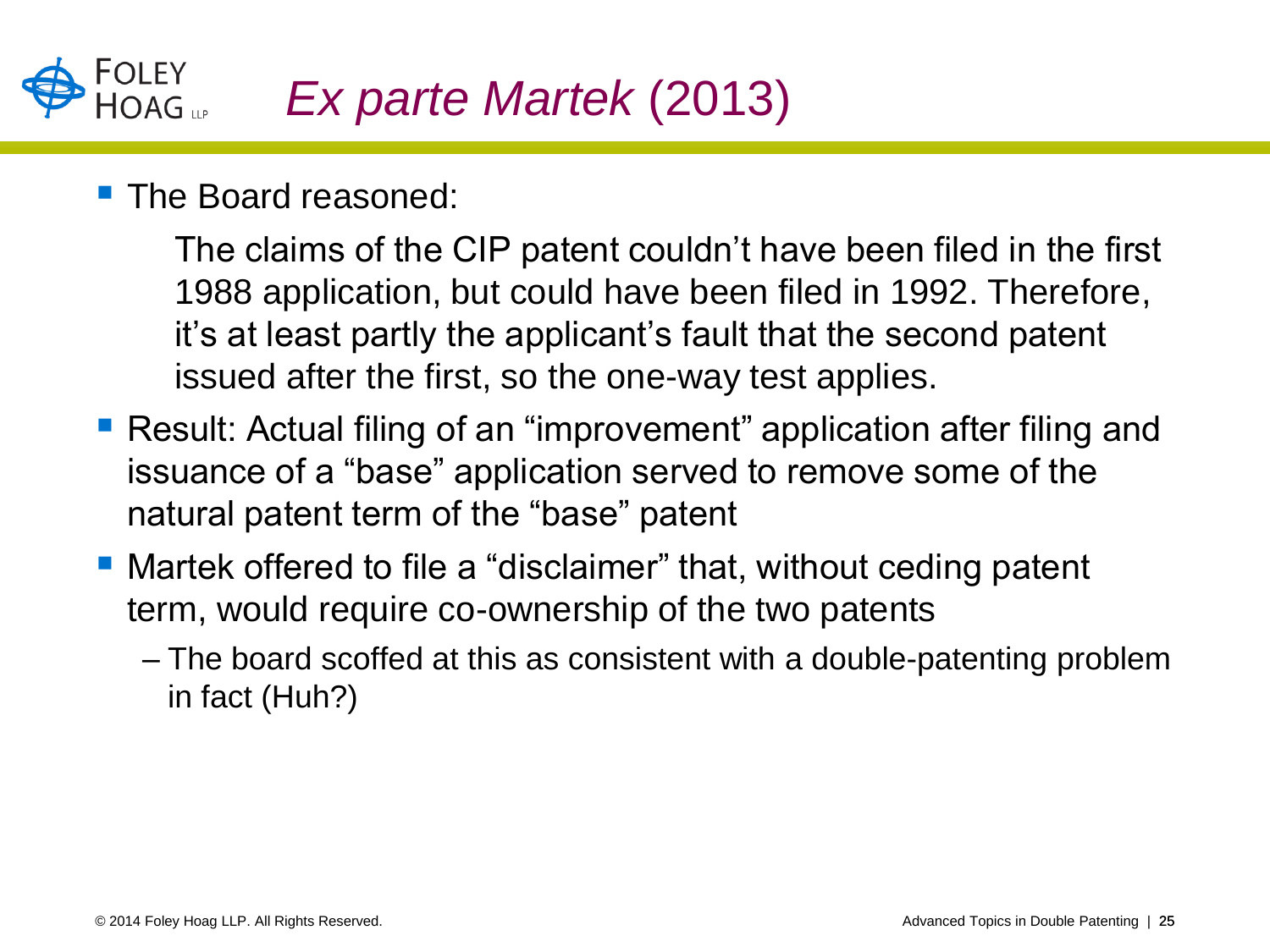# *Ex parte Martek* (2013)

- The Board reasoned:

  The claims of the CIP patent couldn't have been filed in the first 1988 application, but could have been filed in 1992. Therefore, it's at least partly the applicant's fault that the second patent issued after the first, so the one-way test applies.

- Result: Actual filing of an "improvement" application after filing and issuance of a "base" application served to remove some of the natural patent term of the "base" patent
- Martek offered to file a "disclaimer" that, without ceding patent term, would require co-ownership of the two patents
  - The board scoffed at this as consistent with a double-patenting problem in fact (Huh?)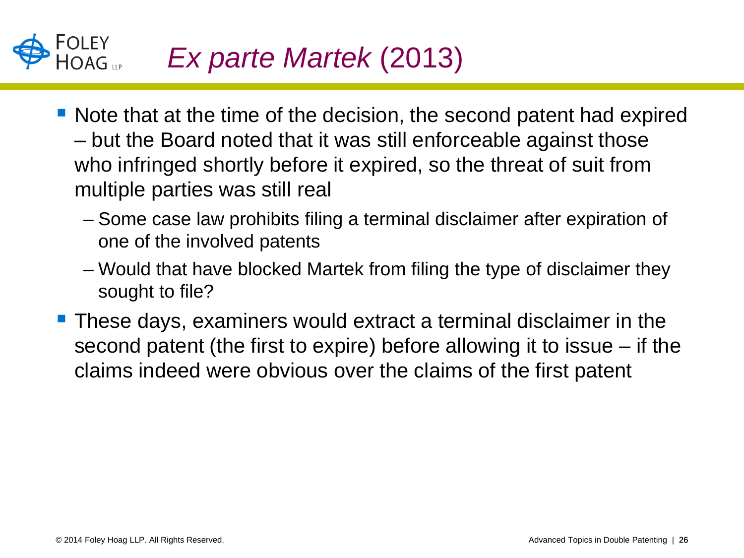# *Ex parte Martek* (2013)

- Note that at the time of the decision, the second patent had expired – but the Board noted that it was still enforceable against those who infringed shortly before it expired, so the threat of suit from multiple parties was still real
  - Some case law prohibits filing a terminal disclaimer after expiration of one of the involved patents
  - Would that have blocked Martek from filing the type of disclaimer they sought to file?
- These days, examiners would extract a terminal disclaimer in the second patent (the first to expire) before allowing it to issue – if the claims indeed were obvious over the claims of the first patent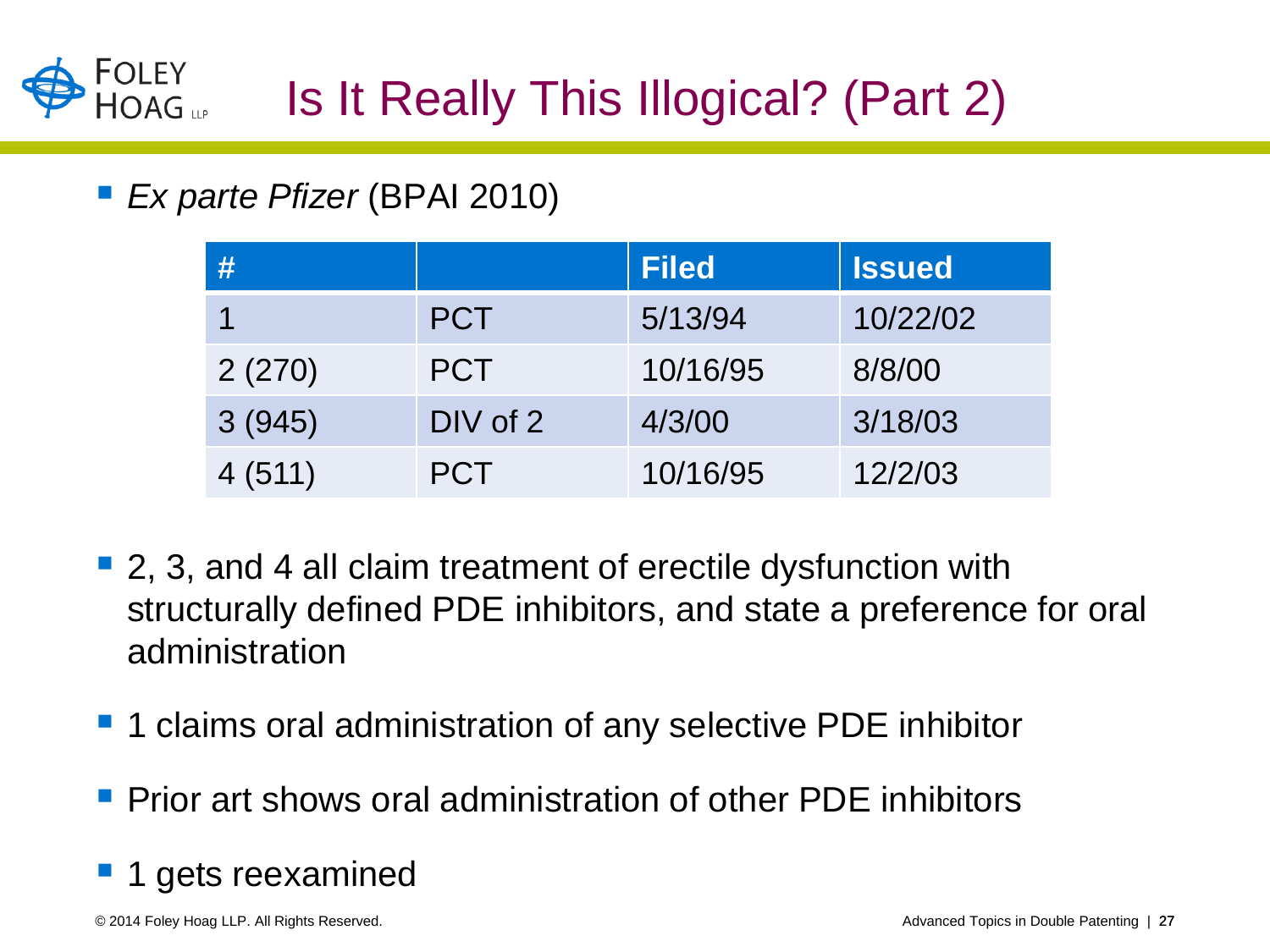# Is It Really This Illogical? (Part 2)

- *Ex parte Pfizer* (BPAI 2010)

| # | | Filed | Issued |
|---|---|---|---|
| 1 | PCT | 5/13/94 | 10/22/02 |
| 2 (270) | PCT | 10/16/95 | 8/8/00 |
| 3 (945) | DIV of 2 | 4/3/00 | 3/18/03 |
| 4 (511) | PCT | 10/16/95 | 12/2/03 |

- 2, 3, and 4 all claim treatment of erectile dysfunction with structurally defined PDE inhibitors, and state a preference for oral administration
- 1 claims oral administration of any selective PDE inhibitor
- Prior art shows oral administration of other PDE inhibitors
- 1 gets reexamined

© 2014 Foley Hoag LLP. All Rights Reserved.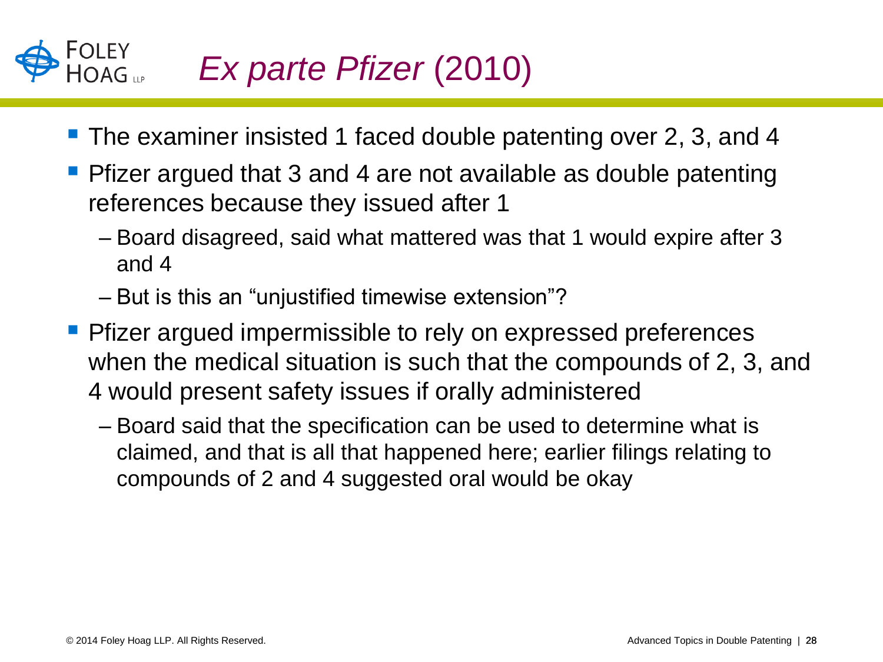# *Ex parte Pfizer* (2010)

- The examiner insisted 1 faced double patenting over 2, 3, and 4
- Pfizer argued that 3 and 4 are not available as double patenting references because they issued after 1
  - Board disagreed, said what mattered was that 1 would expire after 3 and 4
  - But is this an "unjustified timewise extension"?
- Pfizer argued impermissible to rely on expressed preferences when the medical situation is such that the compounds of 2, 3, and 4 would present safety issues if orally administered
  - Board said that the specification can be used to determine what is claimed, and that is all that happened here; earlier filings relating to compounds of 2 and 4 suggested oral would be okay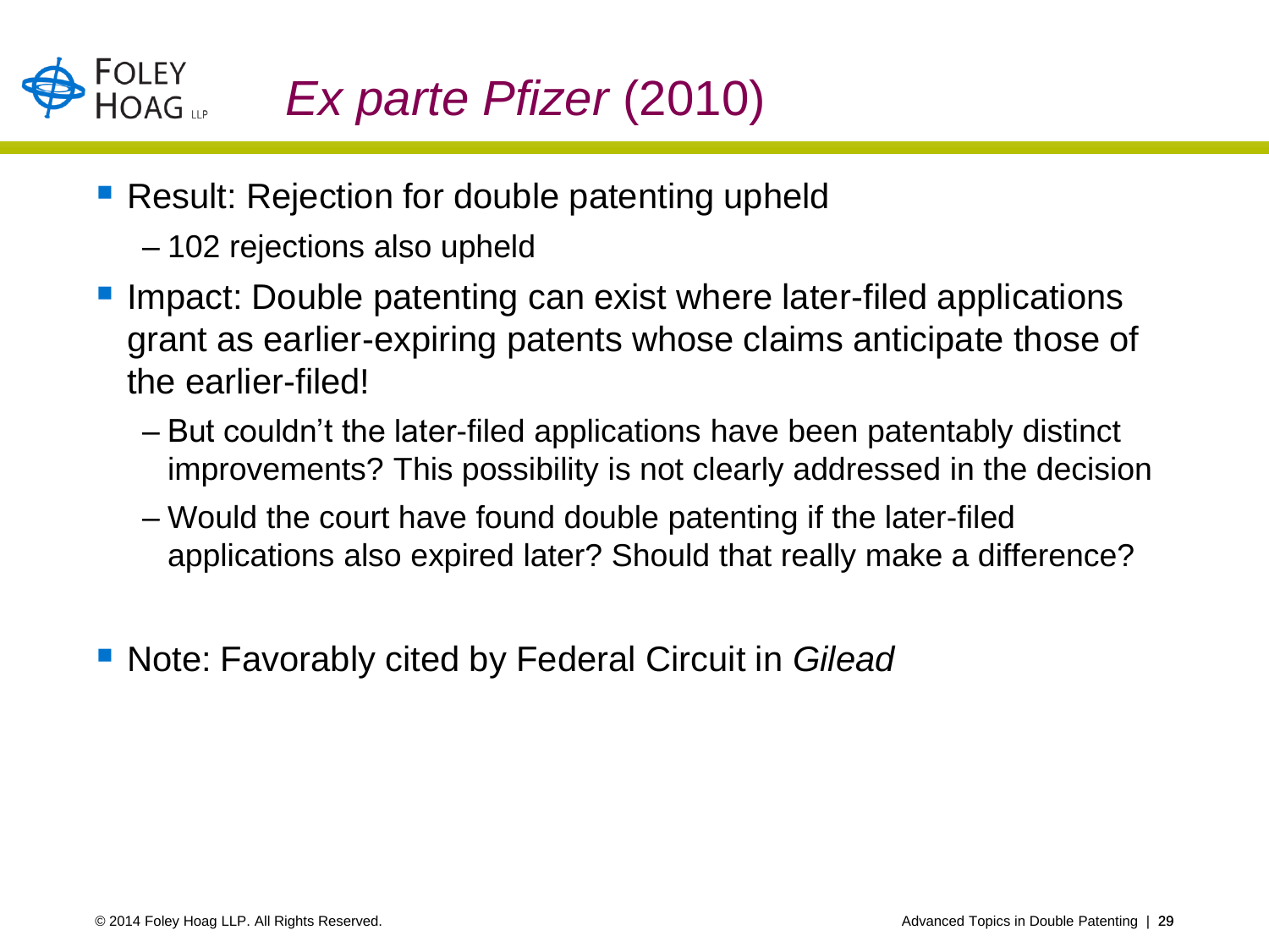# *Ex parte Pfizer* (2010)

- Result: Rejection for double patenting upheld
  - 102 rejections also upheld
- Impact: Double patenting can exist where later-filed applications grant as earlier-expiring patents whose claims anticipate those of the earlier-filed!
  - But couldn't the later-filed applications have been patentably distinct improvements? This possibility is not clearly addressed in the decision
  - Would the court have found double patenting if the later-filed applications also expired later? Should that really make a difference?
- Note: Favorably cited by Federal Circuit in *Gilead*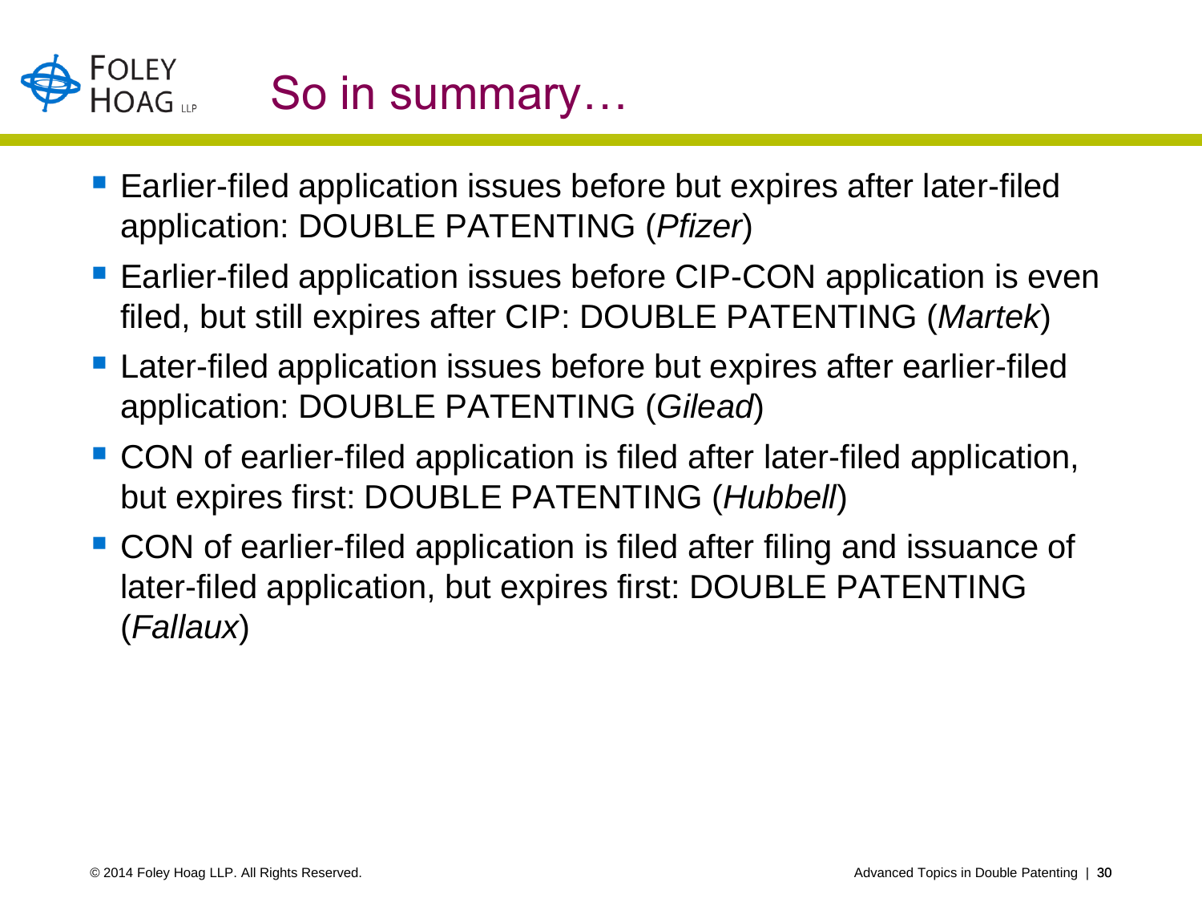# So in summary…

- Earlier-filed application issues before but expires after later-filed application: DOUBLE PATENTING (*Pfizer*)
- Earlier-filed application issues before CIP-CON application is even filed, but still expires after CIP: DOUBLE PATENTING (*Martek*)
- Later-filed application issues before but expires after earlier-filed application: DOUBLE PATENTING (*Gilead*)
- CON of earlier-filed application is filed after later-filed application, but expires first: DOUBLE PATENTING (*Hubbell*)
- CON of earlier-filed application is filed after filing and issuance of later-filed application, but expires first: DOUBLE PATENTING (*Fallaux*)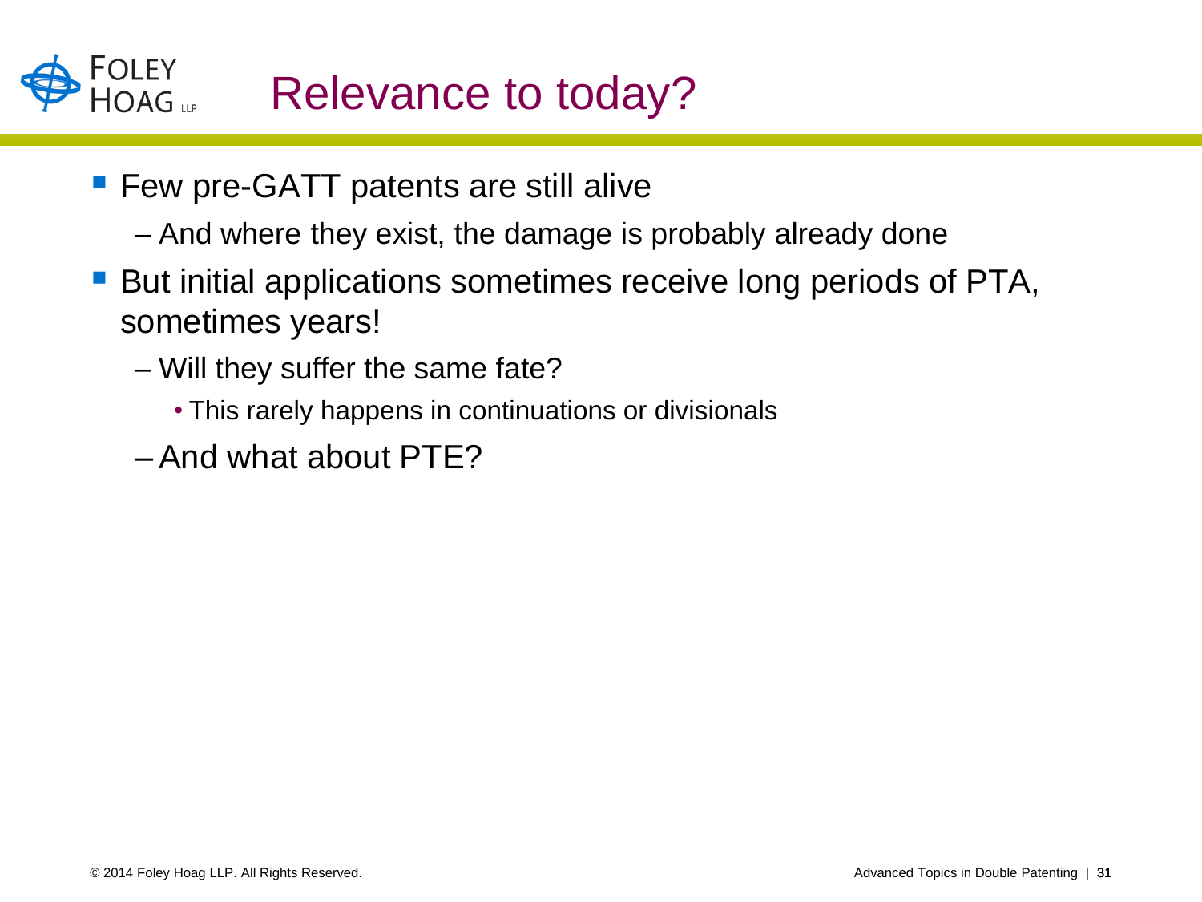# Relevance to today?

- Few pre-GATT patents are still alive
  - And where they exist, the damage is probably already done
- But initial applications sometimes receive long periods of PTA, sometimes years!
  - Will they suffer the same fate?
    - This rarely happens in continuations or divisionals
  - And what about PTE?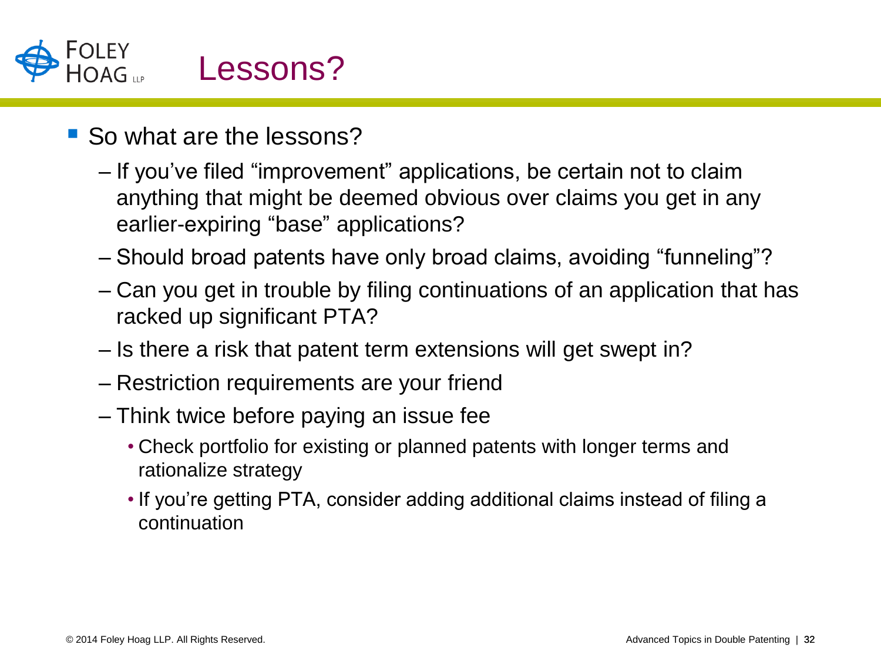# Lessons?

- So what are the lessons?
  - If you've filed "improvement" applications, be certain not to claim anything that might be deemed obvious over claims you get in any earlier-expiring "base" applications?
  - Should broad patents have only broad claims, avoiding "funneling"?
  - Can you get in trouble by filing continuations of an application that has racked up significant PTA?
  - Is there a risk that patent term extensions will get swept in?
  - Restriction requirements are your friend
  - Think twice before paying an issue fee
    - Check portfolio for existing or planned patents with longer terms and rationalize strategy
    - If you're getting PTA, consider adding additional claims instead of filing a continuation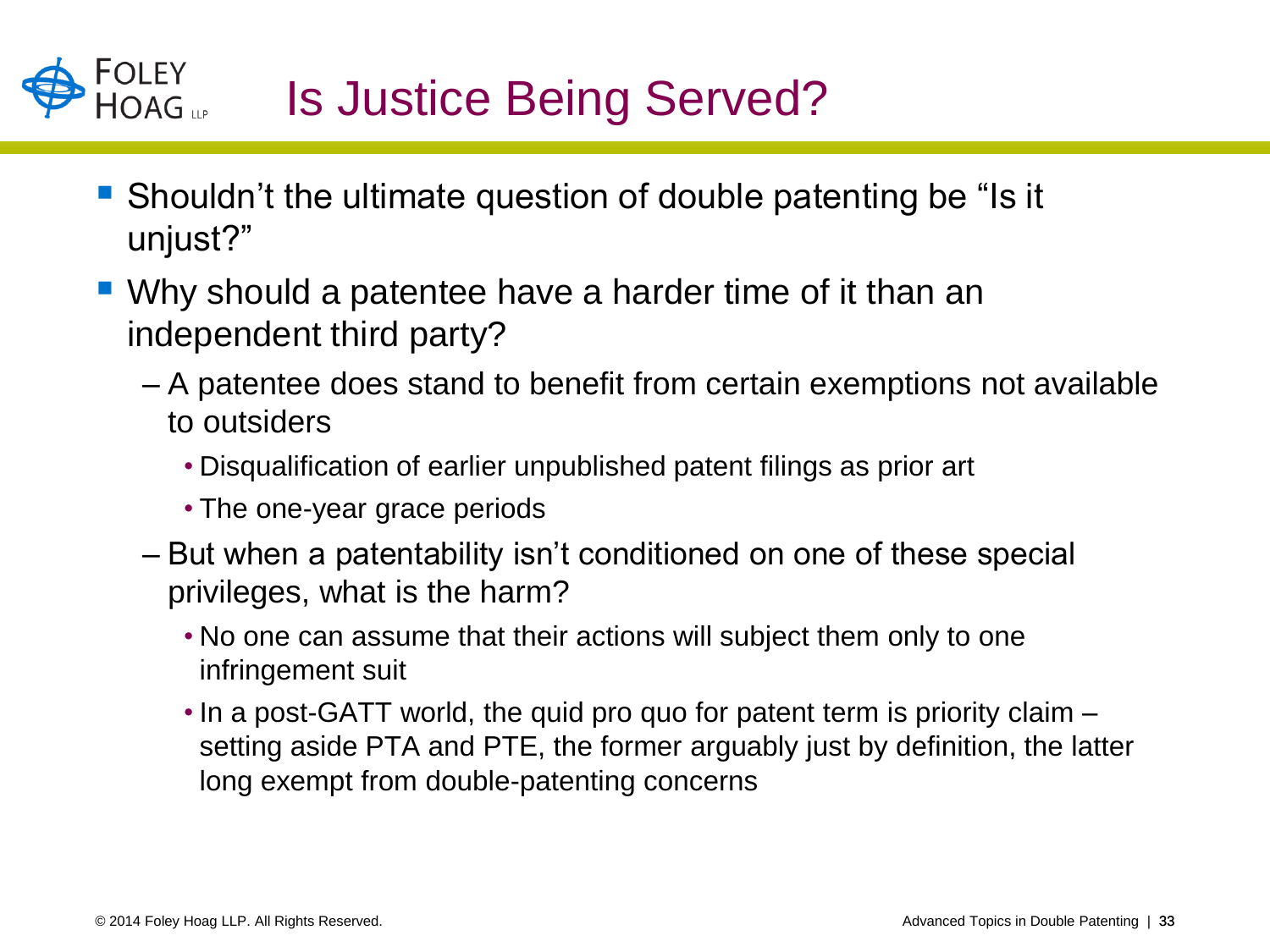# Is Justice Being Served?

- Shouldn't the ultimate question of double patenting be "Is it unjust?"
- Why should a patentee have a harder time of it than an independent third party?
  - A patentee does stand to benefit from certain exemptions not available to outsiders
    - Disqualification of earlier unpublished patent filings as prior art
    - The one-year grace periods
  - But when a patentability isn't conditioned on one of these special privileges, what is the harm?
    - No one can assume that their actions will subject them only to one infringement suit
    - In a post-GATT world, the quid pro quo for patent term is priority claim – setting aside PTA and PTE, the former arguably just by definition, the latter long exempt from double-patenting concerns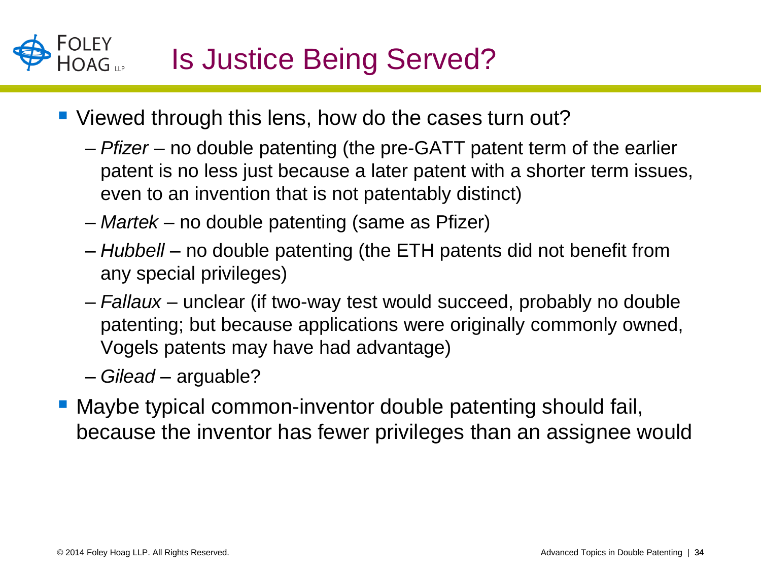# Is Justice Being Served?

- Viewed through this lens, how do the cases turn out?
  - *Pfizer* – no double patenting (the pre-GATT patent term of the earlier patent is no less just because a later patent with a shorter term issues, even to an invention that is not patentably distinct)
  - *Martek* – no double patenting (same as Pfizer)
  - *Hubbell* – no double patenting (the ETH patents did not benefit from any special privileges)
  - *Fallaux* – unclear (if two-way test would succeed, probably no double patenting; but because applications were originally commonly owned, Vogels patents may have had advantage)
  - *Gilead* – arguable?
- Maybe typical common-inventor double patenting should fail, because the inventor has fewer privileges than an assignee would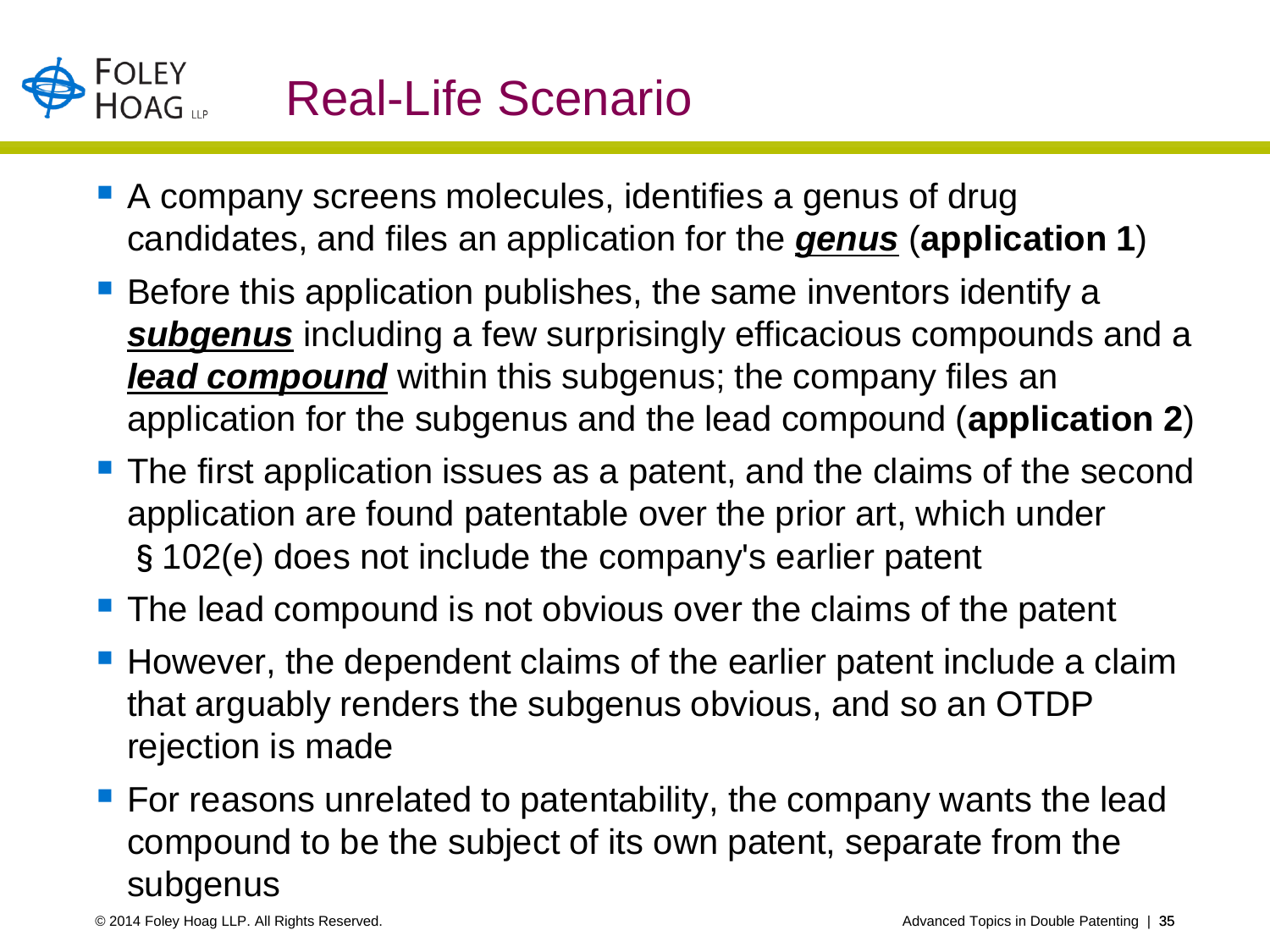# Real-Life Scenario

- A company screens molecules, identifies a genus of drug candidates, and files an application for the ***genus*** (**application 1**)
- Before this application publishes, the same inventors identify a ***subgenus*** including a few surprisingly efficacious compounds and a ***lead compound*** within this subgenus; the company files an application for the subgenus and the lead compound (**application 2**)
- The first application issues as a patent, and the claims of the second application are found patentable over the prior art, which under § 102(e) does not include the company's earlier patent
- The lead compound is not obvious over the claims of the patent
- However, the dependent claims of the earlier patent include a claim that arguably renders the subgenus obvious, and so an OTDP rejection is made
- For reasons unrelated to patentability, the company wants the lead compound to be the subject of its own patent, separate from the subgenus

© 2014 Foley Hoag LLP. All Rights Reserved.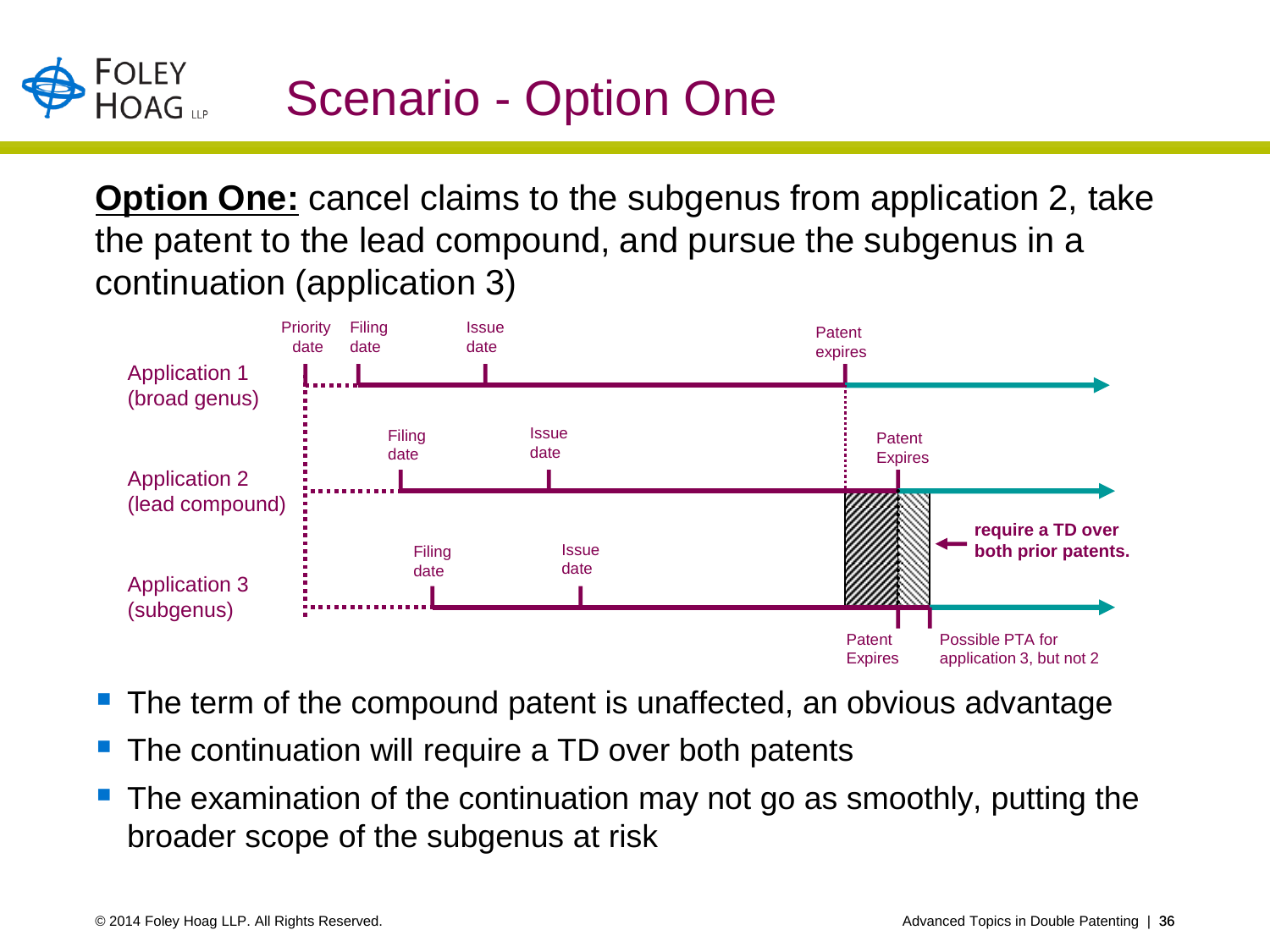# Scenario - Option One

**<u>Option One:</u>** cancel claims to the subgenus from application 2, take the patent to the lead compound, and pursue the subgenus in a continuation (application 3)

Application 1 (broad genus) — Priority date, Filing date, Issue date, Patent expires

Application 2 (lead compound) — Filing date, Issue date, Patent Expires

Application 3 (subgenus) — Filing date, Issue date, Patent Expires

**require a TD over both prior patents.**

Possible PTA for application 3, but not 2

- The term of the compound patent is unaffected, an obvious advantage
- The continuation will require a TD over both patents
- The examination of the continuation may not go as smoothly, putting the broader scope of the subgenus at risk

© 2014 Foley Hoag LLP. All Rights Reserved.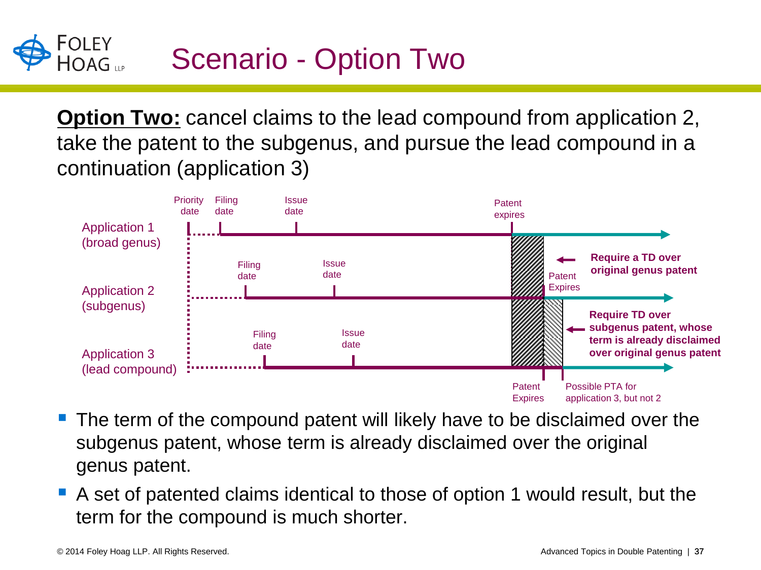# Scenario - Option Two

**Option Two:** cancel claims to the lead compound from application 2, take the patent to the subgenus, and pursue the lead compound in a continuation (application 3)

Priority date
Filing date
Issue date
Patent expires

Application 1 (broad genus)

Filing date
Issue date
Patent Expires

**Require a TD over original genus patent**

Application 2 (subgenus)

Filing date
Issue date

**Require TD over subgenus patent, whose term is already disclaimed over original genus patent**

Application 3 (lead compound)

Patent Expires
Possible PTA for application 3, but not 2

- The term of the compound patent will likely have to be disclaimed over the subgenus patent, whose term is already disclaimed over the original genus patent.
- A set of patented claims identical to those of option 1 would result, but the term for the compound is much shorter.

© 2014 Foley Hoag LLP. All Rights Reserved.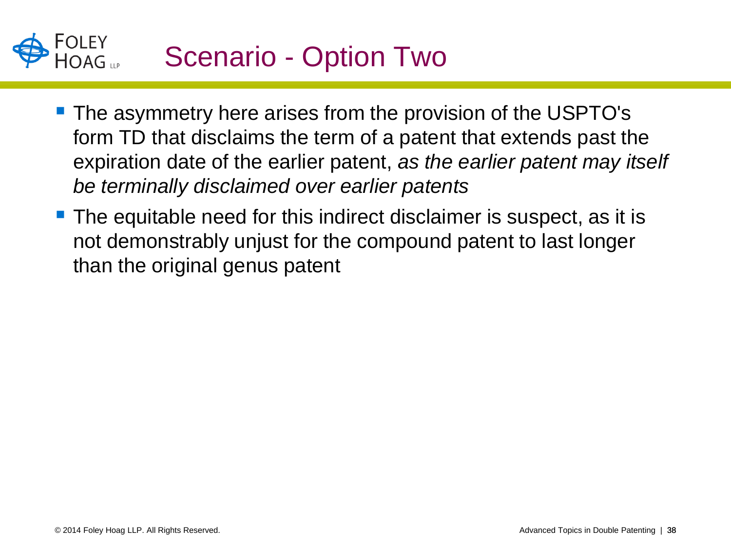# Scenario - Option Two

- The asymmetry here arises from the provision of the USPTO's form TD that disclaims the term of a patent that extends past the expiration date of the earlier patent, *as the earlier patent may itself be terminally disclaimed over earlier patents*
- The equitable need for this indirect disclaimer is suspect, as it is not demonstrably unjust for the compound patent to last longer than the original genus patent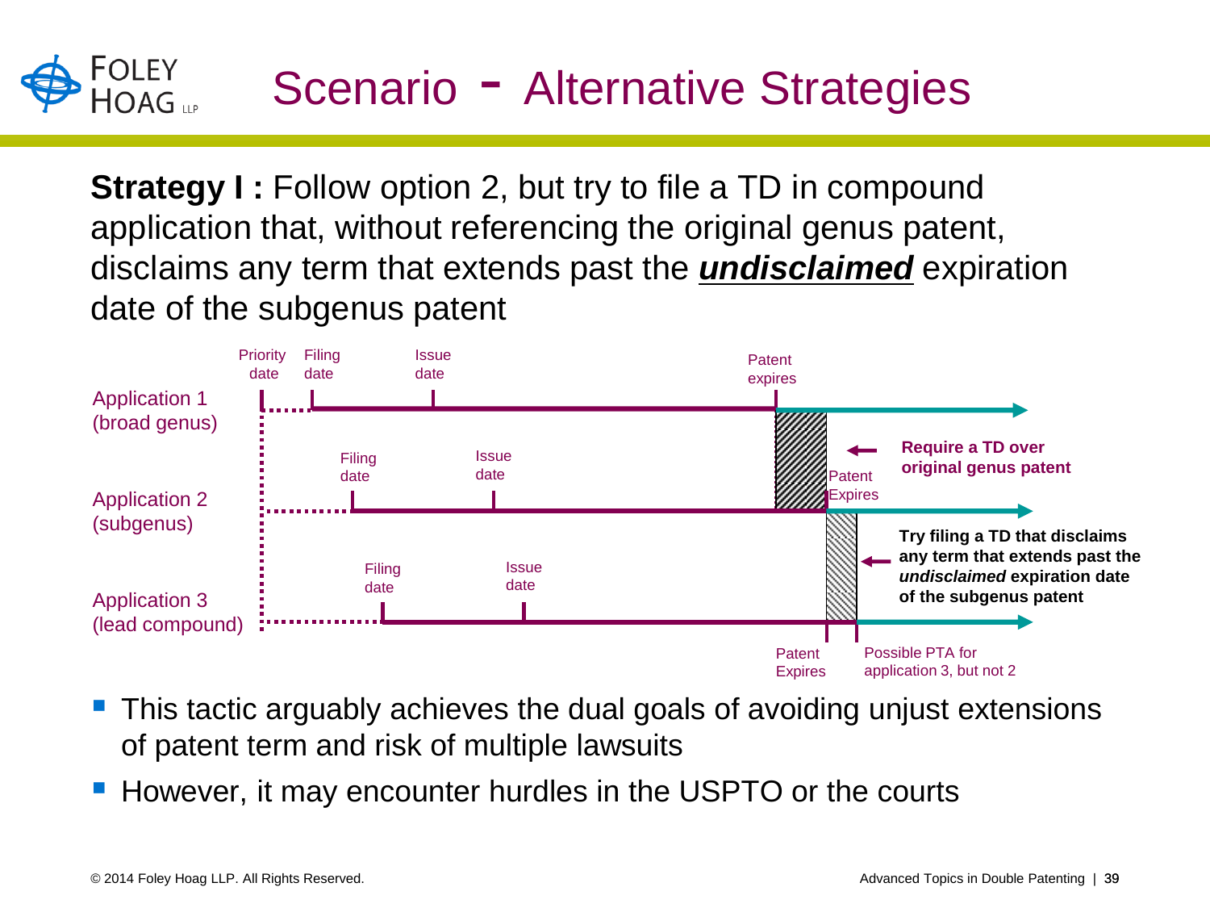# Scenario - Alternative Strategies

**Strategy I :** Follow option 2, but try to file a TD in compound application that, without referencing the original genus patent, disclaims any term that extends past the ***undisclaimed*** expiration date of the subgenus patent

Priority date
Filing date
Issue date
Patent expires

Application 1 (broad genus)

Filing date
Issue date
Patent Expires
**Require a TD over original genus patent**

Application 2 (subgenus)

Filing date
Issue date
**Try filing a TD that disclaims any term that extends past the *undisclaimed* expiration date of the subgenus patent**

Application 3 (lead compound)

Patent Expires
Possible PTA for application 3, but not 2

- This tactic arguably achieves the dual goals of avoiding unjust extensions of patent term and risk of multiple lawsuits
- However, it may encounter hurdles in the USPTO or the courts

© 2014 Foley Hoag LLP. All Rights Reserved.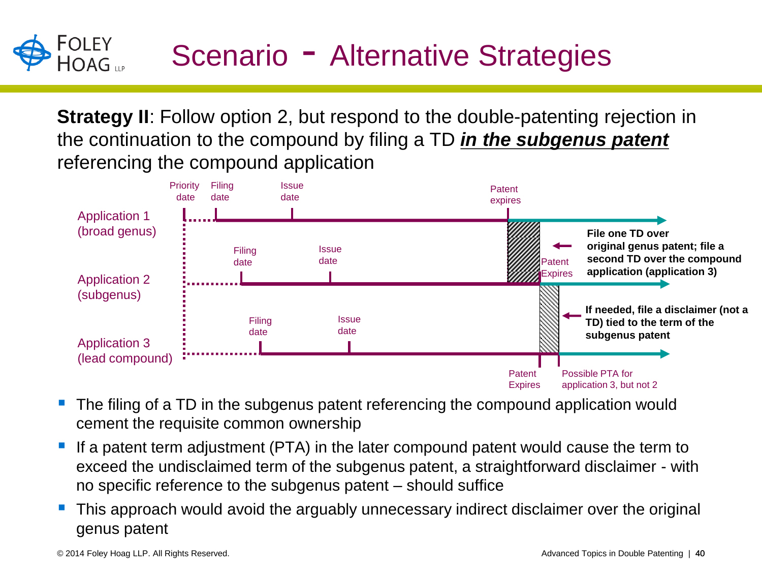# Scenario - Alternative Strategies

**Strategy II**: Follow option 2, but respond to the double-patenting rejection in the continuation to the compound by filing a TD ***in the subgenus patent*** referencing the compound application

Priority date

Filing date

Issue date

Patent expires

Application 1 (broad genus)

Filing date

Issue date

Patent Expires

Application 2 (subgenus)

Filing date

Issue date

Application 3 (lead compound)

Patent Expires

Possible PTA for application 3, but not 2

**File one TD over original genus patent; file a second TD over the compound application (application 3)**

**If needed, file a disclaimer (not a TD) tied to the term of the subgenus patent**

- The filing of a TD in the subgenus patent referencing the compound application would cement the requisite common ownership
- If a patent term adjustment (PTA) in the later compound patent would cause the term to exceed the undisclaimed term of the subgenus patent, a straightforward disclaimer - with no specific reference to the subgenus patent – should suffice
- This approach would avoid the arguably unnecessary indirect disclaimer over the original genus patent

© 2014 Foley Hoag LLP. All Rights Reserved.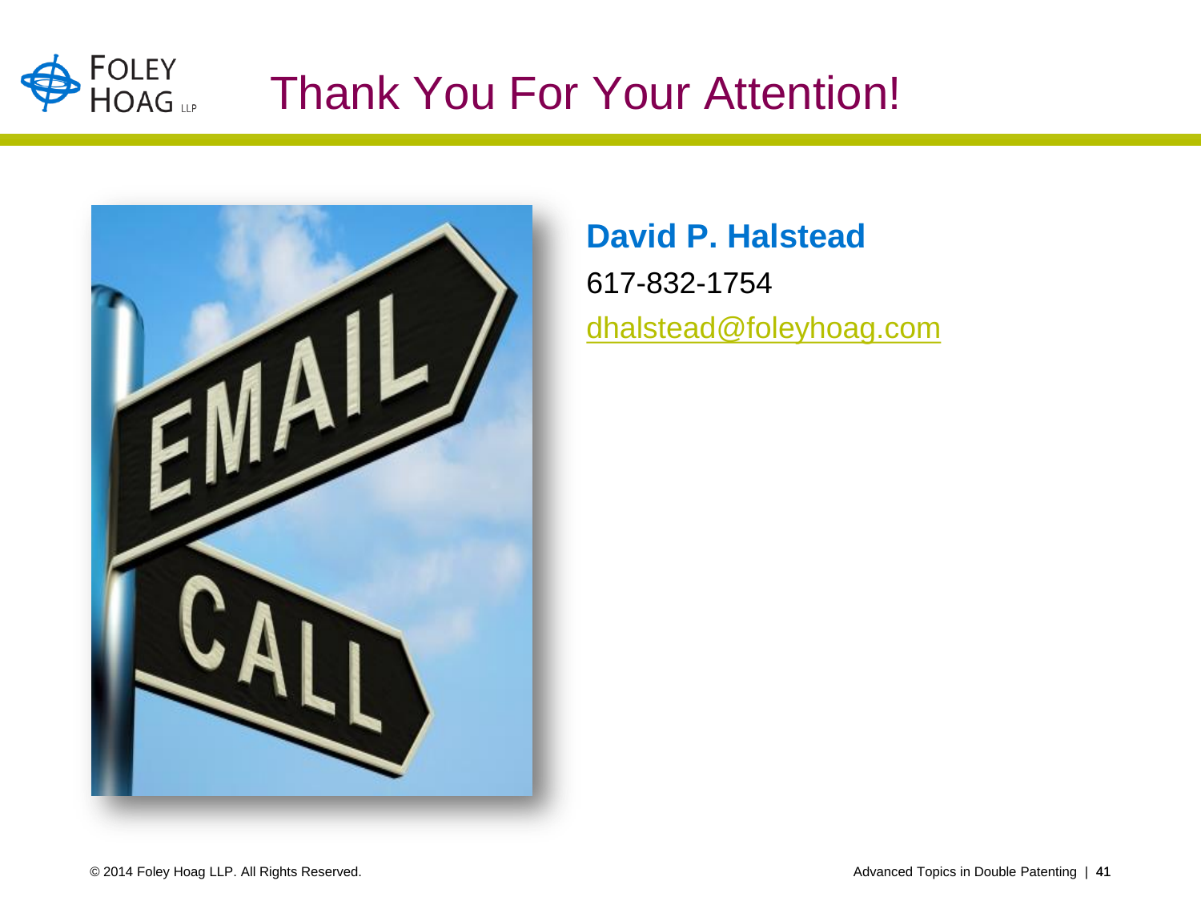# Thank You For Your Attention!

**David P. Halstead**

617-832-1754

dhalstead@foleyhoag.com